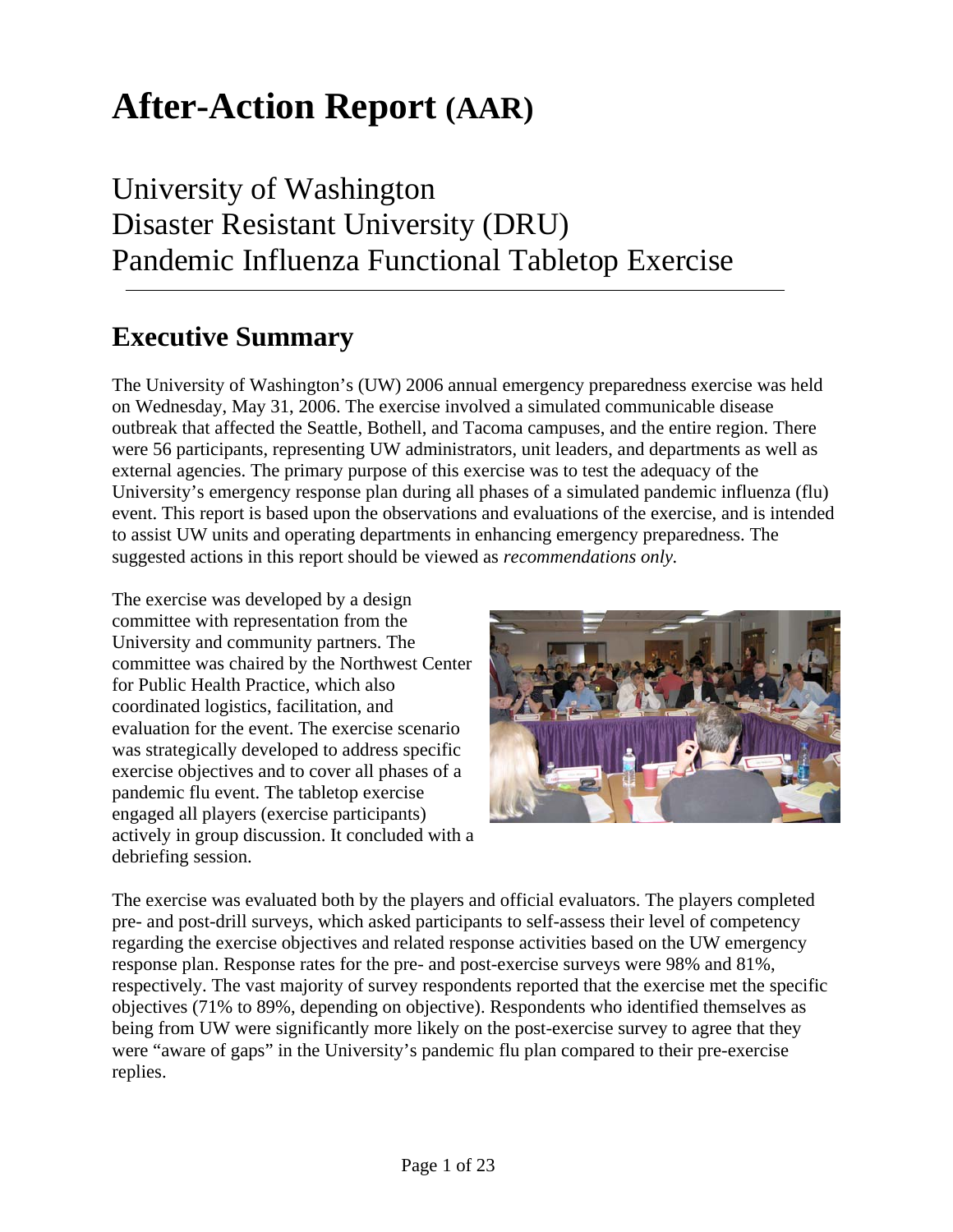# After-Action Report (AAR)

## University of Washington
## Disaster Resistant University (DRU)
## Pandemic Influenza Functional Tabletop Exercise

---

## Executive Summary

The University of Washington's (UW) 2006 annual emergency preparedness exercise was held on Wednesday, May 31, 2006. The exercise involved a simulated communicable disease outbreak that affected the Seattle, Bothell, and Tacoma campuses, and the entire region. There were 56 participants, representing UW administrators, unit leaders, and departments as well as external agencies. The primary purpose of this exercise was to test the adequacy of the University's emergency response plan during all phases of a simulated pandemic influenza (flu) event. This report is based upon the observations and evaluations of the exercise, and is intended to assist UW units and operating departments in enhancing emergency preparedness. The suggested actions in this report should be viewed as *recommendations only.*

The exercise was developed by a design committee with representation from the University and community partners. The committee was chaired by the Northwest Center for Public Health Practice, which also coordinated logistics, facilitation, and evaluation for the event. The exercise scenario was strategically developed to address specific exercise objectives and to cover all phases of a pandemic flu event. The tabletop exercise engaged all players (exercise participants) actively in group discussion. It concluded with a debriefing session.

The exercise was evaluated both by the players and official evaluators. The players completed pre- and post-drill surveys, which asked participants to self-assess their level of competency regarding the exercise objectives and related response activities based on the UW emergency response plan. Response rates for the pre- and post-exercise surveys were 98% and 81%, respectively. The vast majority of survey respondents reported that the exercise met the specific objectives (71% to 89%, depending on objective). Respondents who identified themselves as being from UW were significantly more likely on the post-exercise survey to agree that they were "aware of gaps" in the University's pandemic flu plan compared to their pre-exercise replies.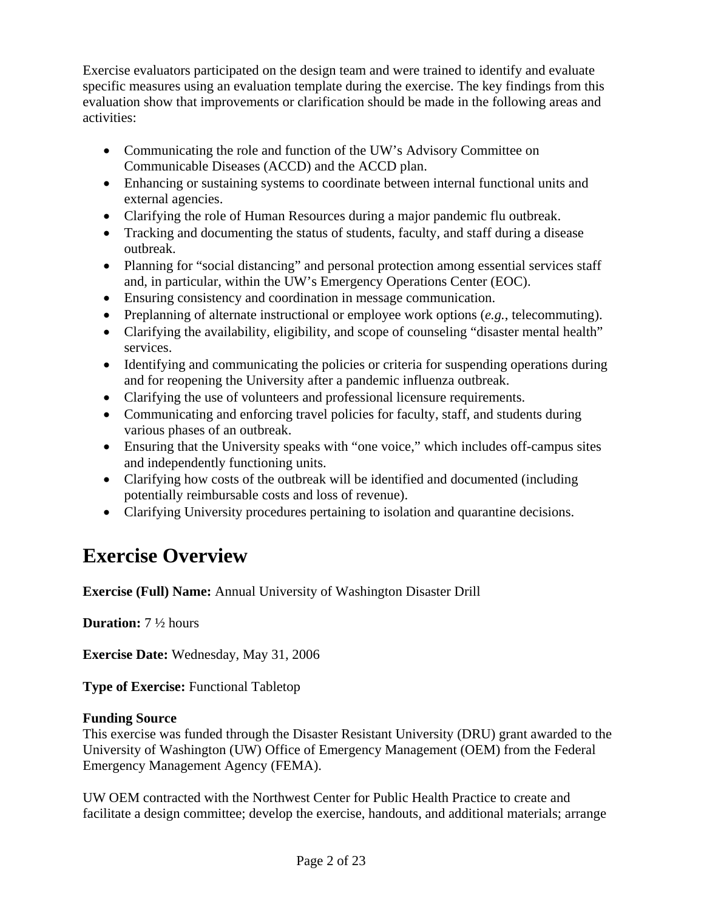Exercise evaluators participated on the design team and were trained to identify and evaluate specific measures using an evaluation template during the exercise. The key findings from this evaluation show that improvements or clarification should be made in the following areas and activities:

- Communicating the role and function of the UW's Advisory Committee on Communicable Diseases (ACCD) and the ACCD plan.
- Enhancing or sustaining systems to coordinate between internal functional units and external agencies.
- Clarifying the role of Human Resources during a major pandemic flu outbreak.
- Tracking and documenting the status of students, faculty, and staff during a disease outbreak.
- Planning for "social distancing" and personal protection among essential services staff and, in particular, within the UW's Emergency Operations Center (EOC).
- Ensuring consistency and coordination in message communication.
- Preplanning of alternate instructional or employee work options (*e.g.*, telecommuting).
- Clarifying the availability, eligibility, and scope of counseling "disaster mental health" services.
- Identifying and communicating the policies or criteria for suspending operations during and for reopening the University after a pandemic influenza outbreak.
- Clarifying the use of volunteers and professional licensure requirements.
- Communicating and enforcing travel policies for faculty, staff, and students during various phases of an outbreak.
- Ensuring that the University speaks with "one voice," which includes off-campus sites and independently functioning units.
- Clarifying how costs of the outbreak will be identified and documented (including potentially reimbursable costs and loss of revenue).
- Clarifying University procedures pertaining to isolation and quarantine decisions.

# Exercise Overview

**Exercise (Full) Name:** Annual University of Washington Disaster Drill

**Duration:** 7 ½ hours

**Exercise Date:** Wednesday, May 31, 2006

**Type of Exercise:** Functional Tabletop

**Funding Source**
This exercise was funded through the Disaster Resistant University (DRU) grant awarded to the University of Washington (UW) Office of Emergency Management (OEM) from the Federal Emergency Management Agency (FEMA).

UW OEM contracted with the Northwest Center for Public Health Practice to create and facilitate a design committee; develop the exercise, handouts, and additional materials; arrange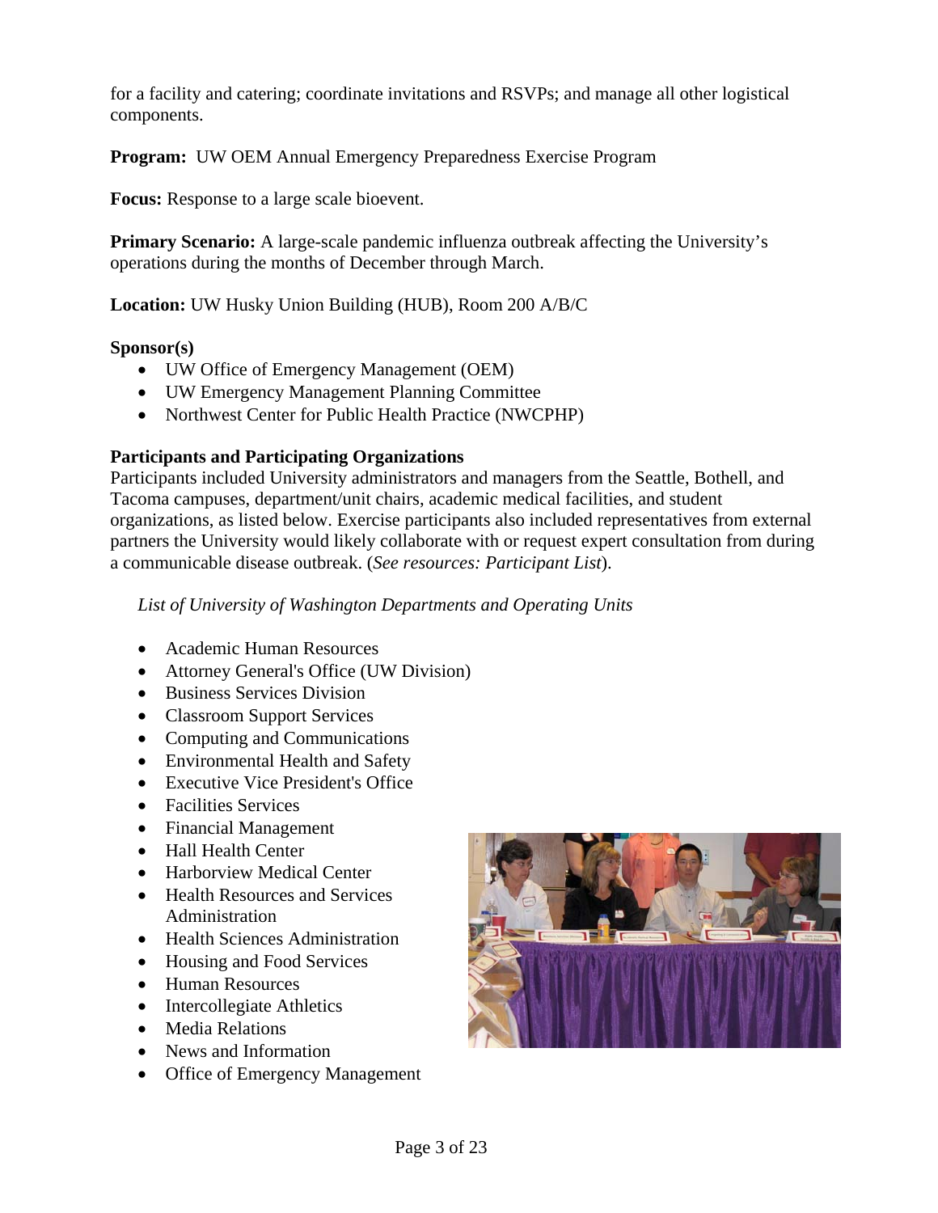for a facility and catering; coordinate invitations and RSVPs; and manage all other logistical components.

**Program:** UW OEM Annual Emergency Preparedness Exercise Program

**Focus:** Response to a large scale bioevent.

**Primary Scenario:** A large-scale pandemic influenza outbreak affecting the University's operations during the months of December through March.

**Location:** UW Husky Union Building (HUB), Room 200 A/B/C

**Sponsor(s)**

- UW Office of Emergency Management (OEM)
- UW Emergency Management Planning Committee
- Northwest Center for Public Health Practice (NWCPHP)

**Participants and Participating Organizations**

Participants included University administrators and managers from the Seattle, Bothell, and Tacoma campuses, department/unit chairs, academic medical facilities, and student organizations, as listed below. Exercise participants also included representatives from external partners the University would likely collaborate with or request expert consultation from during a communicable disease outbreak. (*See resources: Participant List*).

*List of University of Washington Departments and Operating Units*

- Academic Human Resources
- Attorney General's Office (UW Division)
- Business Services Division
- Classroom Support Services
- Computing and Communications
- Environmental Health and Safety
- Executive Vice President's Office
- Facilities Services
- Financial Management
- Hall Health Center
- Harborview Medical Center
- Health Resources and Services Administration
- Health Sciences Administration
- Housing and Food Services
- Human Resources
- Intercollegiate Athletics
- Media Relations
- News and Information
- Office of Emergency Management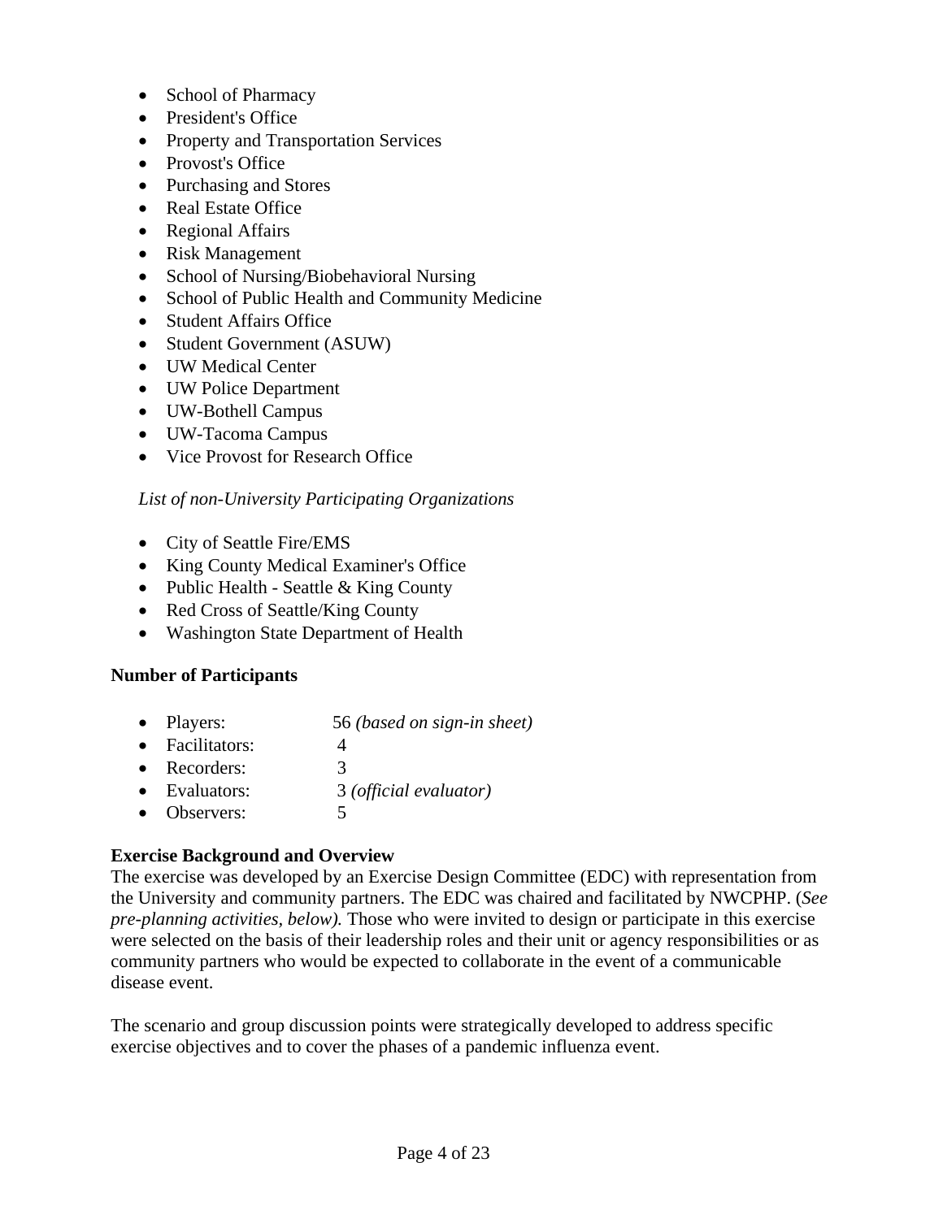- School of Pharmacy
- President's Office
- Property and Transportation Services
- Provost's Office
- Purchasing and Stores
- Real Estate Office
- Regional Affairs
- Risk Management
- School of Nursing/Biobehavioral Nursing
- School of Public Health and Community Medicine
- Student Affairs Office
- Student Government (ASUW)
- UW Medical Center
- UW Police Department
- UW-Bothell Campus
- UW-Tacoma Campus
- Vice Provost for Research Office

*List of non-University Participating Organizations*

- City of Seattle Fire/EMS
- King County Medical Examiner's Office
- Public Health - Seattle & King County
- Red Cross of Seattle/King County
- Washington State Department of Health

**Number of Participants**

- Players: 56 *(based on sign-in sheet)*
- Facilitators: 4
- Recorders: 3
- Evaluators: 3 *(official evaluator)*
- Observers: 5

**Exercise Background and Overview**

The exercise was developed by an Exercise Design Committee (EDC) with representation from the University and community partners. The EDC was chaired and facilitated by NWCPHP. (*See pre-planning activities, below).* Those who were invited to design or participate in this exercise were selected on the basis of their leadership roles and their unit or agency responsibilities or as community partners who would be expected to collaborate in the event of a communicable disease event.

The scenario and group discussion points were strategically developed to address specific exercise objectives and to cover the phases of a pandemic influenza event.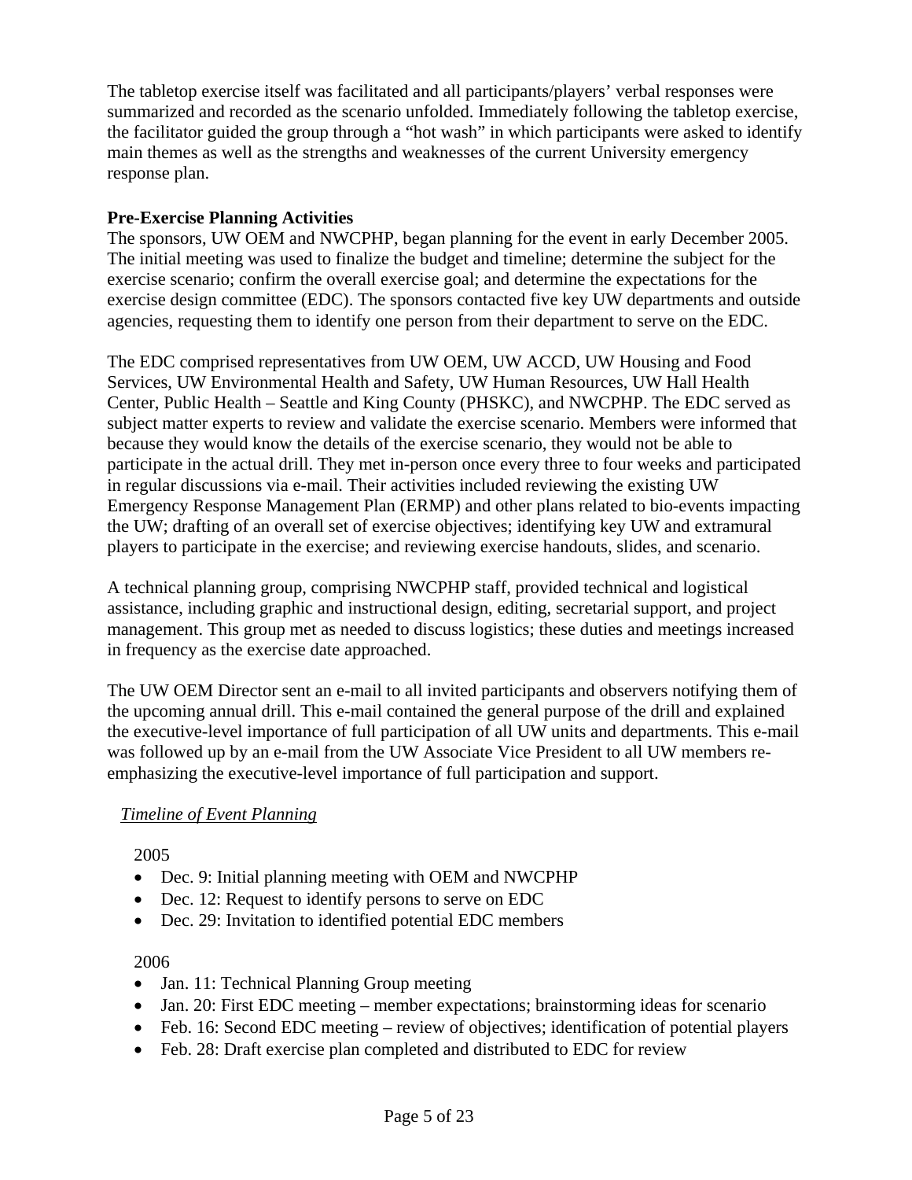The tabletop exercise itself was facilitated and all participants/players' verbal responses were summarized and recorded as the scenario unfolded. Immediately following the tabletop exercise, the facilitator guided the group through a "hot wash" in which participants were asked to identify main themes as well as the strengths and weaknesses of the current University emergency response plan.

**Pre-Exercise Planning Activities**

The sponsors, UW OEM and NWCPHP, began planning for the event in early December 2005. The initial meeting was used to finalize the budget and timeline; determine the subject for the exercise scenario; confirm the overall exercise goal; and determine the expectations for the exercise design committee (EDC). The sponsors contacted five key UW departments and outside agencies, requesting them to identify one person from their department to serve on the EDC.

The EDC comprised representatives from UW OEM, UW ACCD, UW Housing and Food Services, UW Environmental Health and Safety, UW Human Resources, UW Hall Health Center, Public Health – Seattle and King County (PHSKC), and NWCPHP. The EDC served as subject matter experts to review and validate the exercise scenario. Members were informed that because they would know the details of the exercise scenario, they would not be able to participate in the actual drill. They met in-person once every three to four weeks and participated in regular discussions via e-mail. Their activities included reviewing the existing UW Emergency Response Management Plan (ERMP) and other plans related to bio-events impacting the UW; drafting of an overall set of exercise objectives; identifying key UW and extramural players to participate in the exercise; and reviewing exercise handouts, slides, and scenario.

A technical planning group, comprising NWCPHP staff, provided technical and logistical assistance, including graphic and instructional design, editing, secretarial support, and project management. This group met as needed to discuss logistics; these duties and meetings increased in frequency as the exercise date approached.

The UW OEM Director sent an e-mail to all invited participants and observers notifying them of the upcoming annual drill. This e-mail contained the general purpose of the drill and explained the executive-level importance of full participation of all UW units and departments. This e-mail was followed up by an e-mail from the UW Associate Vice President to all UW members re-emphasizing the executive-level importance of full participation and support.

*Timeline of Event Planning*

2005

- Dec. 9: Initial planning meeting with OEM and NWCPHP
- Dec. 12: Request to identify persons to serve on EDC
- Dec. 29: Invitation to identified potential EDC members

2006

- Jan. 11: Technical Planning Group meeting
- Jan. 20: First EDC meeting – member expectations; brainstorming ideas for scenario
- Feb. 16: Second EDC meeting – review of objectives; identification of potential players
- Feb. 28: Draft exercise plan completed and distributed to EDC for review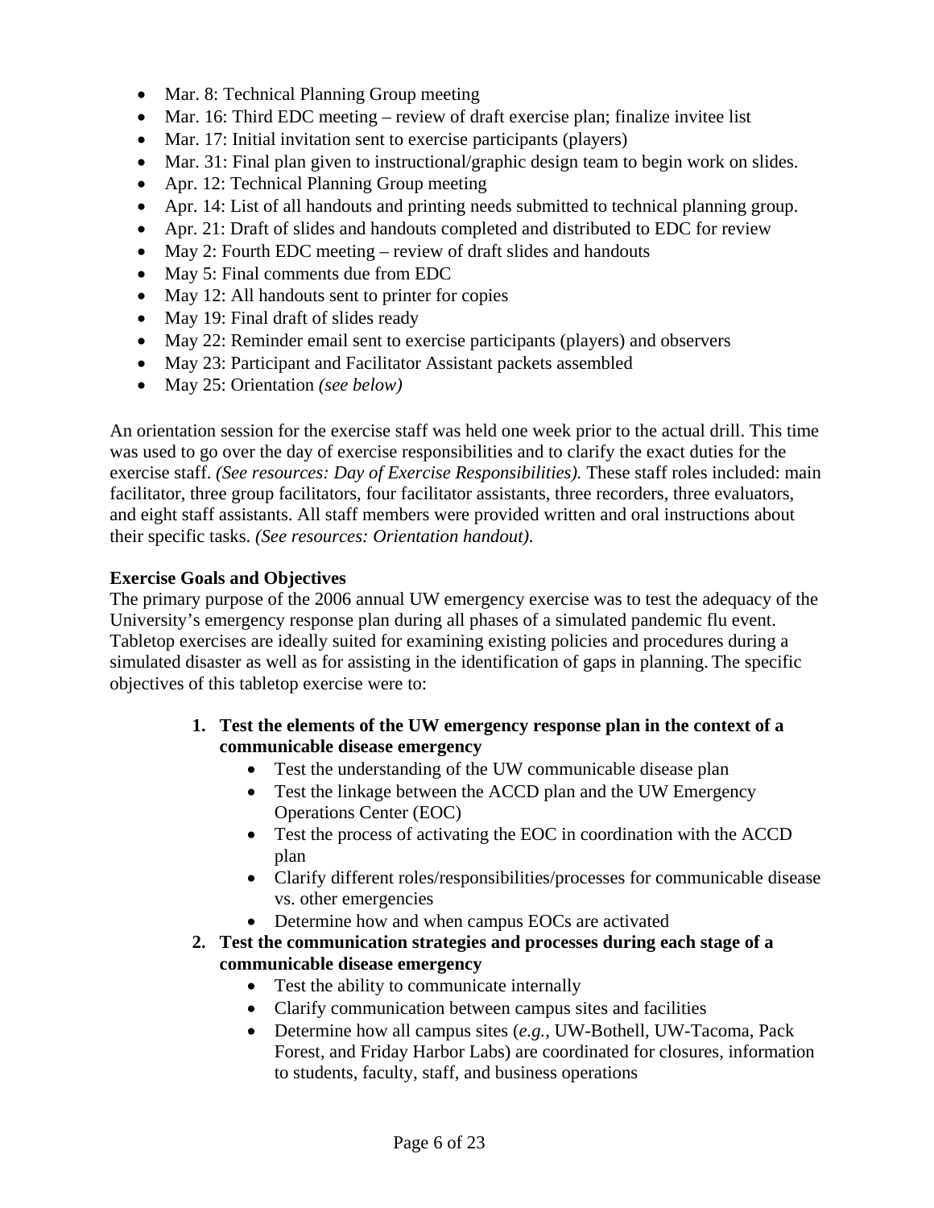- Mar. 8: Technical Planning Group meeting
- Mar. 16: Third EDC meeting – review of draft exercise plan; finalize invitee list
- Mar. 17: Initial invitation sent to exercise participants (players)
- Mar. 31: Final plan given to instructional/graphic design team to begin work on slides.
- Apr. 12: Technical Planning Group meeting
- Apr. 14: List of all handouts and printing needs submitted to technical planning group.
- Apr. 21: Draft of slides and handouts completed and distributed to EDC for review
- May 2: Fourth EDC meeting – review of draft slides and handouts
- May 5: Final comments due from EDC
- May 12: All handouts sent to printer for copies
- May 19: Final draft of slides ready
- May 22: Reminder email sent to exercise participants (players) and observers
- May 23: Participant and Facilitator Assistant packets assembled
- May 25: Orientation *(see below)*

An orientation session for the exercise staff was held one week prior to the actual drill. This time was used to go over the day of exercise responsibilities and to clarify the exact duties for the exercise staff. *(See resources: Day of Exercise Responsibilities).* These staff roles included: main facilitator, three group facilitators, four facilitator assistants, three recorders, three evaluators, and eight staff assistants. All staff members were provided written and oral instructions about their specific tasks. *(See resources: Orientation handout).*

**Exercise Goals and Objectives**

The primary purpose of the 2006 annual UW emergency exercise was to test the adequacy of the University's emergency response plan during all phases of a simulated pandemic flu event. Tabletop exercises are ideally suited for examining existing policies and procedures during a simulated disaster as well as for assisting in the identification of gaps in planning. The specific objectives of this tabletop exercise were to:

1. **Test the elements of the UW emergency response plan in the context of a communicable disease emergency**
   - Test the understanding of the UW communicable disease plan
   - Test the linkage between the ACCD plan and the UW Emergency Operations Center (EOC)
   - Test the process of activating the EOC in coordination with the ACCD plan
   - Clarify different roles/responsibilities/processes for communicable disease vs. other emergencies
   - Determine how and when campus EOCs are activated
2. **Test the communication strategies and processes during each stage of a communicable disease emergency**
   - Test the ability to communicate internally
   - Clarify communication between campus sites and facilities
   - Determine how all campus sites (*e.g.*, UW-Bothell, UW-Tacoma, Pack Forest, and Friday Harbor Labs) are coordinated for closures, information to students, faculty, staff, and business operations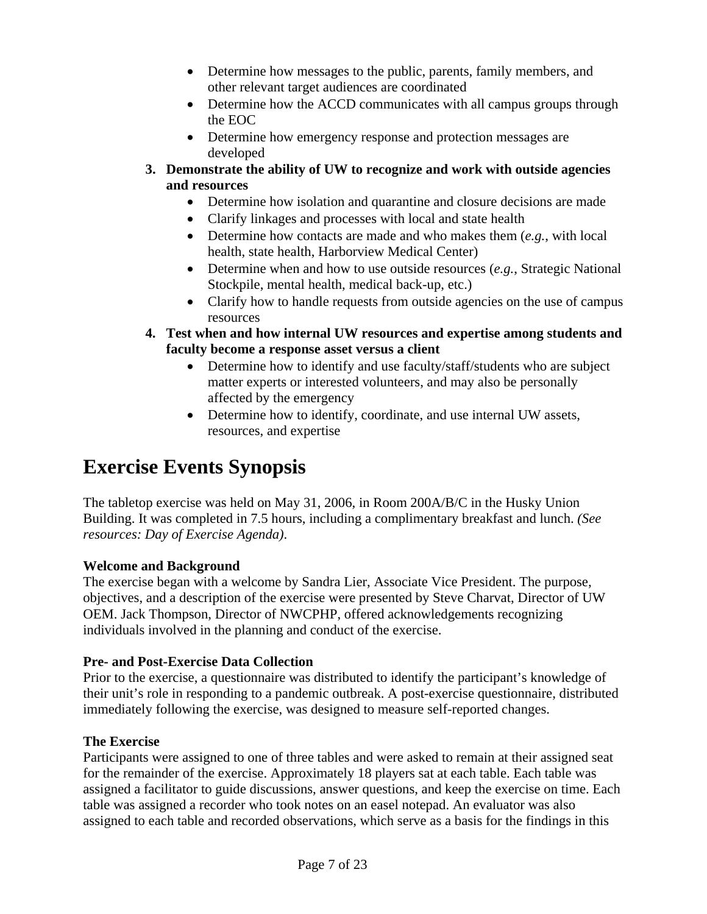- Determine how messages to the public, parents, family members, and other relevant target audiences are coordinated
- Determine how the ACCD communicates with all campus groups through the EOC
- Determine how emergency response and protection messages are developed

3. **Demonstrate the ability of UW to recognize and work with outside agencies and resources**
   - Determine how isolation and quarantine and closure decisions are made
   - Clarify linkages and processes with local and state health
   - Determine how contacts are made and who makes them (*e.g.*, with local health, state health, Harborview Medical Center)
   - Determine when and how to use outside resources (*e.g.*, Strategic National Stockpile, mental health, medical back-up, etc.)
   - Clarify how to handle requests from outside agencies on the use of campus resources
4. **Test when and how internal UW resources and expertise among students and faculty become a response asset versus a client**
   - Determine how to identify and use faculty/staff/students who are subject matter experts or interested volunteers, and may also be personally affected by the emergency
   - Determine how to identify, coordinate, and use internal UW assets, resources, and expertise

# Exercise Events Synopsis

The tabletop exercise was held on May 31, 2006, in Room 200A/B/C in the Husky Union Building. It was completed in 7.5 hours, including a complimentary breakfast and lunch. *(See resources: Day of Exercise Agenda)*.

**Welcome and Background**
The exercise began with a welcome by Sandra Lier, Associate Vice President. The purpose, objectives, and a description of the exercise were presented by Steve Charvat, Director of UW OEM. Jack Thompson, Director of NWCPHP, offered acknowledgements recognizing individuals involved in the planning and conduct of the exercise.

**Pre- and Post-Exercise Data Collection**
Prior to the exercise, a questionnaire was distributed to identify the participant's knowledge of their unit's role in responding to a pandemic outbreak. A post-exercise questionnaire, distributed immediately following the exercise, was designed to measure self-reported changes.

**The Exercise**
Participants were assigned to one of three tables and were asked to remain at their assigned seat for the remainder of the exercise. Approximately 18 players sat at each table. Each table was assigned a facilitator to guide discussions, answer questions, and keep the exercise on time. Each table was assigned a recorder who took notes on an easel notepad. An evaluator was also assigned to each table and recorded observations, which serve as a basis for the findings in this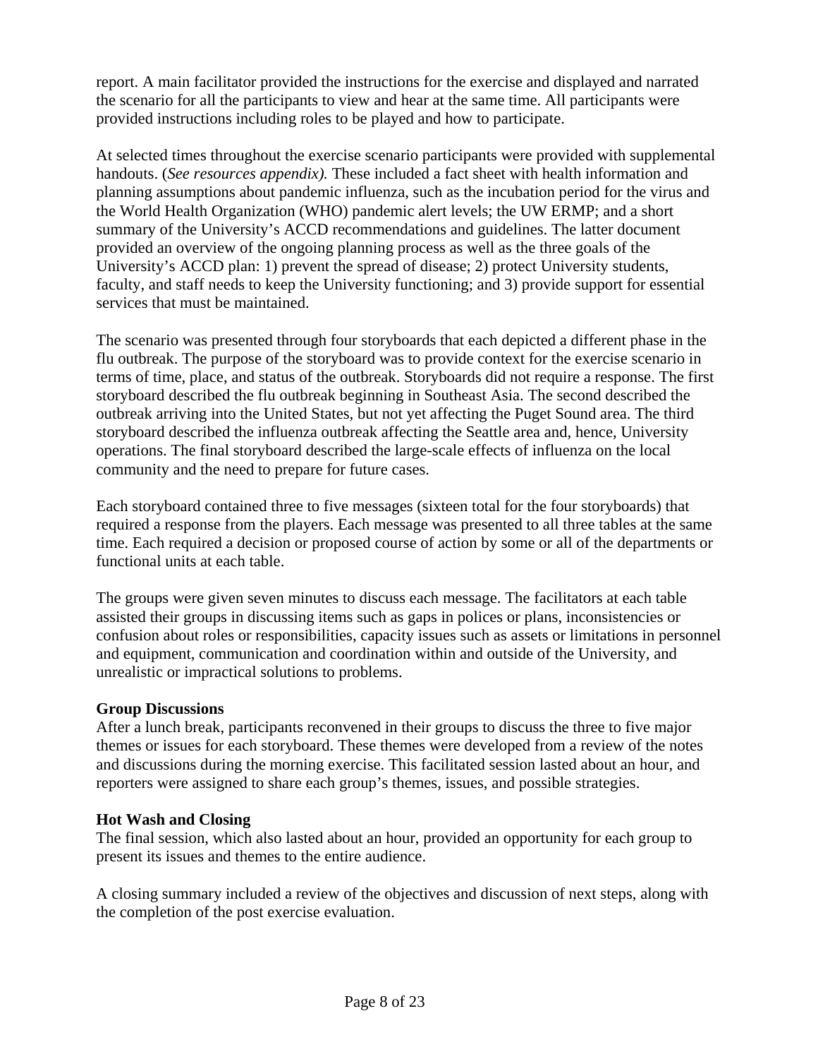report. A main facilitator provided the instructions for the exercise and displayed and narrated the scenario for all the participants to view and hear at the same time. All participants were provided instructions including roles to be played and how to participate.

At selected times throughout the exercise scenario participants were provided with supplemental handouts. (*See resources appendix).* These included a fact sheet with health information and planning assumptions about pandemic influenza, such as the incubation period for the virus and the World Health Organization (WHO) pandemic alert levels; the UW ERMP; and a short summary of the University's ACCD recommendations and guidelines. The latter document provided an overview of the ongoing planning process as well as the three goals of the University's ACCD plan: 1) prevent the spread of disease; 2) protect University students, faculty, and staff needs to keep the University functioning; and 3) provide support for essential services that must be maintained.

The scenario was presented through four storyboards that each depicted a different phase in the flu outbreak. The purpose of the storyboard was to provide context for the exercise scenario in terms of time, place, and status of the outbreak. Storyboards did not require a response. The first storyboard described the flu outbreak beginning in Southeast Asia. The second described the outbreak arriving into the United States, but not yet affecting the Puget Sound area. The third storyboard described the influenza outbreak affecting the Seattle area and, hence, University operations. The final storyboard described the large-scale effects of influenza on the local community and the need to prepare for future cases.

Each storyboard contained three to five messages (sixteen total for the four storyboards) that required a response from the players. Each message was presented to all three tables at the same time. Each required a decision or proposed course of action by some or all of the departments or functional units at each table.

The groups were given seven minutes to discuss each message. The facilitators at each table assisted their groups in discussing items such as gaps in polices or plans, inconsistencies or confusion about roles or responsibilities, capacity issues such as assets or limitations in personnel and equipment, communication and coordination within and outside of the University, and unrealistic or impractical solutions to problems.

**Group Discussions**
After a lunch break, participants reconvened in their groups to discuss the three to five major themes or issues for each storyboard. These themes were developed from a review of the notes and discussions during the morning exercise. This facilitated session lasted about an hour, and reporters were assigned to share each group's themes, issues, and possible strategies.

**Hot Wash and Closing**
The final session, which also lasted about an hour, provided an opportunity for each group to present its issues and themes to the entire audience.

A closing summary included a review of the objectives and discussion of next steps, along with the completion of the post exercise evaluation.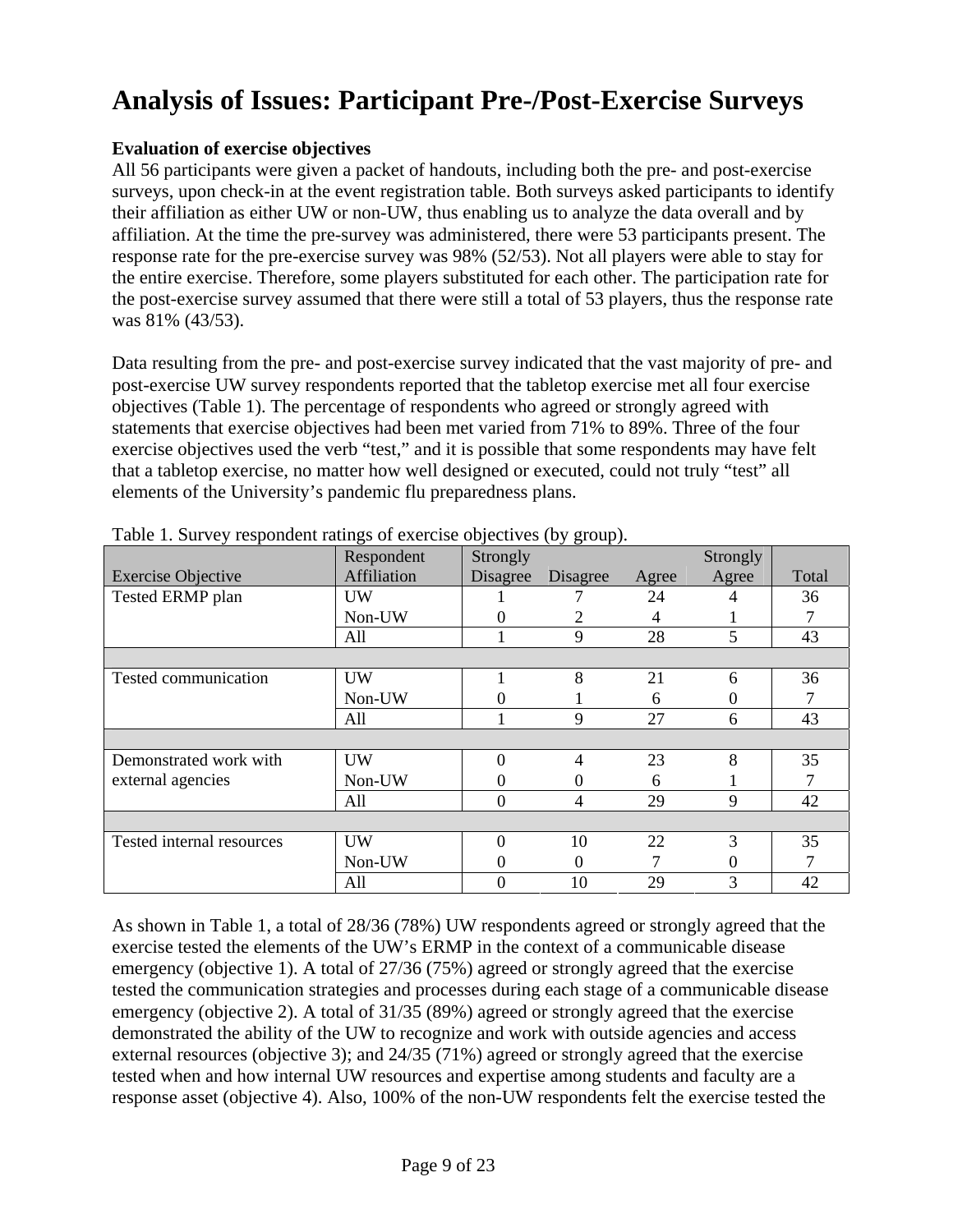# Analysis of Issues: Participant Pre-/Post-Exercise Surveys

**Evaluation of exercise objectives**

All 56 participants were given a packet of handouts, including both the pre- and post-exercise surveys, upon check-in at the event registration table. Both surveys asked participants to identify their affiliation as either UW or non-UW, thus enabling us to analyze the data overall and by affiliation. At the time the pre-survey was administered, there were 53 participants present. The response rate for the pre-exercise survey was 98% (52/53). Not all players were able to stay for the entire exercise. Therefore, some players substituted for each other. The participation rate for the post-exercise survey assumed that there were still a total of 53 players, thus the response rate was 81% (43/53).

Data resulting from the pre- and post-exercise survey indicated that the vast majority of pre- and post-exercise UW survey respondents reported that the tabletop exercise met all four exercise objectives (Table 1). The percentage of respondents who agreed or strongly agreed with statements that exercise objectives had been met varied from 71% to 89%. Three of the four exercise objectives used the verb "test," and it is possible that some respondents may have felt that a tabletop exercise, no matter how well designed or executed, could not truly "test" all elements of the University's pandemic flu preparedness plans.

Table 1. Survey respondent ratings of exercise objectives (by group).

| Exercise Objective | Respondent Affiliation | Strongly Disagree | Disagree | Agree | Strongly Agree | Total |
|---|---|---|---|---|---|---|
| Tested ERMP plan | UW | 1 | 7 | 24 | 4 | 36 |
| | Non-UW | 0 | 2 | 4 | 1 | 7 |
| | All | 1 | 9 | 28 | 5 | 43 |
| | | | | | | |
| Tested communication | UW | 1 | 8 | 21 | 6 | 36 |
| | Non-UW | 0 | 1 | 6 | 0 | 7 |
| | All | 1 | 9 | 27 | 6 | 43 |
| | | | | | | |
| Demonstrated work with external agencies | UW | 0 | 4 | 23 | 8 | 35 |
| | Non-UW | 0 | 0 | 6 | 1 | 7 |
| | All | 0 | 4 | 29 | 9 | 42 |
| | | | | | | |
| Tested internal resources | UW | 0 | 10 | 22 | 3 | 35 |
| | Non-UW | 0 | 0 | 7 | 0 | 7 |
| | All | 0 | 10 | 29 | 3 | 42 |

As shown in Table 1, a total of 28/36 (78%) UW respondents agreed or strongly agreed that the exercise tested the elements of the UW's ERMP in the context of a communicable disease emergency (objective 1). A total of 27/36 (75%) agreed or strongly agreed that the exercise tested the communication strategies and processes during each stage of a communicable disease emergency (objective 2). A total of 31/35 (89%) agreed or strongly agreed that the exercise demonstrated the ability of the UW to recognize and work with outside agencies and access external resources (objective 3); and 24/35 (71%) agreed or strongly agreed that the exercise tested when and how internal UW resources and expertise among students and faculty are a response asset (objective 4). Also, 100% of the non-UW respondents felt the exercise tested the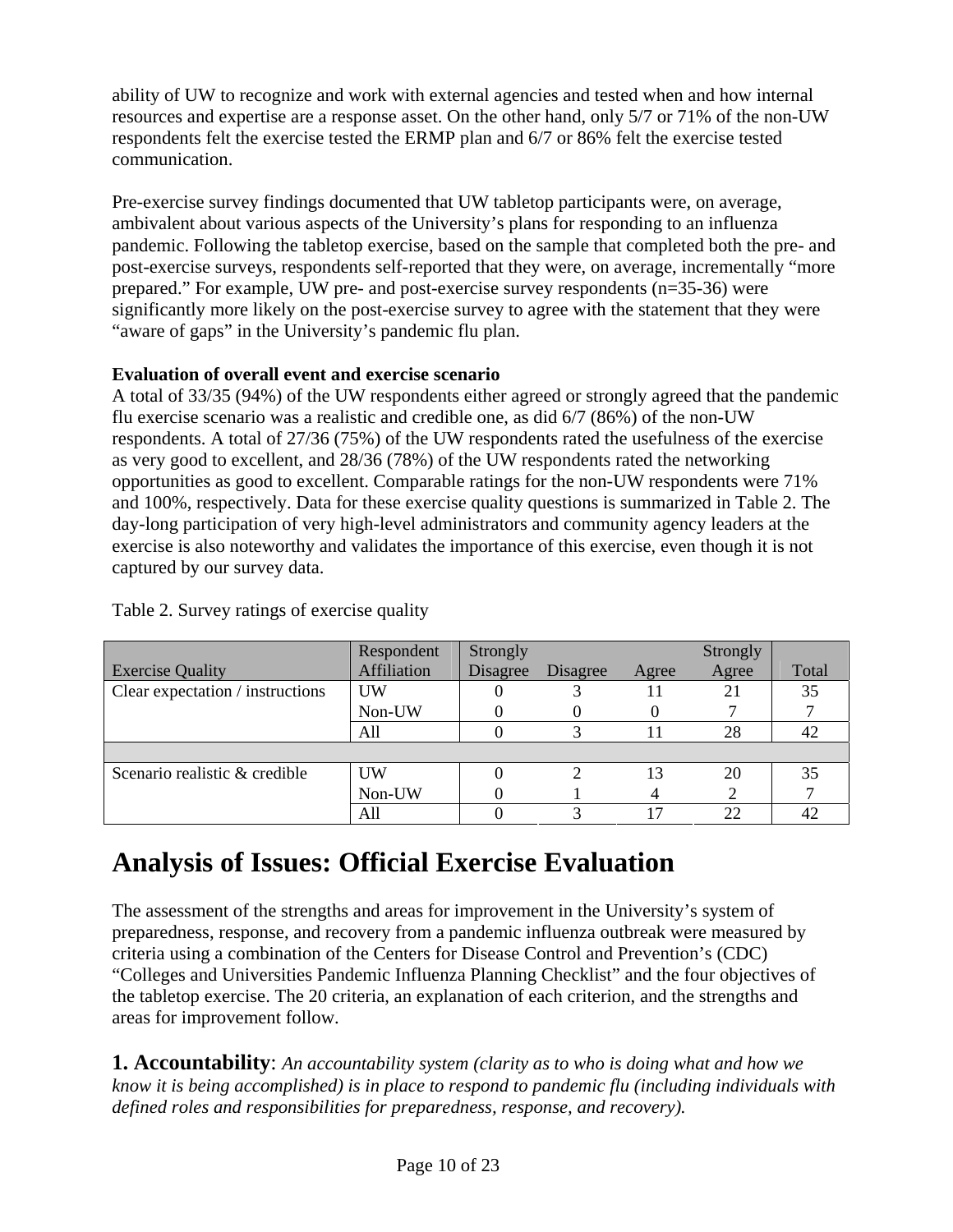ability of UW to recognize and work with external agencies and tested when and how internal resources and expertise are a response asset. On the other hand, only 5/7 or 71% of the non-UW respondents felt the exercise tested the ERMP plan and 6/7 or 86% felt the exercise tested communication.

Pre-exercise survey findings documented that UW tabletop participants were, on average, ambivalent about various aspects of the University's plans for responding to an influenza pandemic. Following the tabletop exercise, based on the sample that completed both the pre- and post-exercise surveys, respondents self-reported that they were, on average, incrementally "more prepared." For example, UW pre- and post-exercise survey respondents (n=35-36) were significantly more likely on the post-exercise survey to agree with the statement that they were "aware of gaps" in the University's pandemic flu plan.

**Evaluation of overall event and exercise scenario**

A total of 33/35 (94%) of the UW respondents either agreed or strongly agreed that the pandemic flu exercise scenario was a realistic and credible one, as did 6/7 (86%) of the non-UW respondents. A total of 27/36 (75%) of the UW respondents rated the usefulness of the exercise as very good to excellent, and 28/36 (78%) of the UW respondents rated the networking opportunities as good to excellent. Comparable ratings for the non-UW respondents were 71% and 100%, respectively. Data for these exercise quality questions is summarized in Table 2. The day-long participation of very high-level administrators and community agency leaders at the exercise is also noteworthy and validates the importance of this exercise, even though it is not captured by our survey data.

Table 2. Survey ratings of exercise quality

| Exercise Quality | Respondent Affiliation | Strongly Disagree | Disagree | Agree | Strongly Agree | Total |
|---|---|---|---|---|---|---|
| Clear expectation / instructions | UW | 0 | 3 | 11 | 21 | 35 |
| | Non-UW | 0 | 0 | 0 | 7 | 7 |
| | All | 0 | 3 | 11 | 28 | 42 |
| | | | | | | |
| Scenario realistic & credible | UW | 0 | 2 | 13 | 20 | 35 |
| | Non-UW | 0 | 1 | 4 | 2 | 7 |
| | All | 0 | 3 | 17 | 22 | 42 |

# Analysis of Issues: Official Exercise Evaluation

The assessment of the strengths and areas for improvement in the University's system of preparedness, response, and recovery from a pandemic influenza outbreak were measured by criteria using a combination of the Centers for Disease Control and Prevention's (CDC) "Colleges and Universities Pandemic Influenza Planning Checklist" and the four objectives of the tabletop exercise. The 20 criteria, an explanation of each criterion, and the strengths and areas for improvement follow.

## 1. Accountability: *An accountability system (clarity as to who is doing what and how we know it is being accomplished) is in place to respond to pandemic flu (including individuals with defined roles and responsibilities for preparedness, response, and recovery).*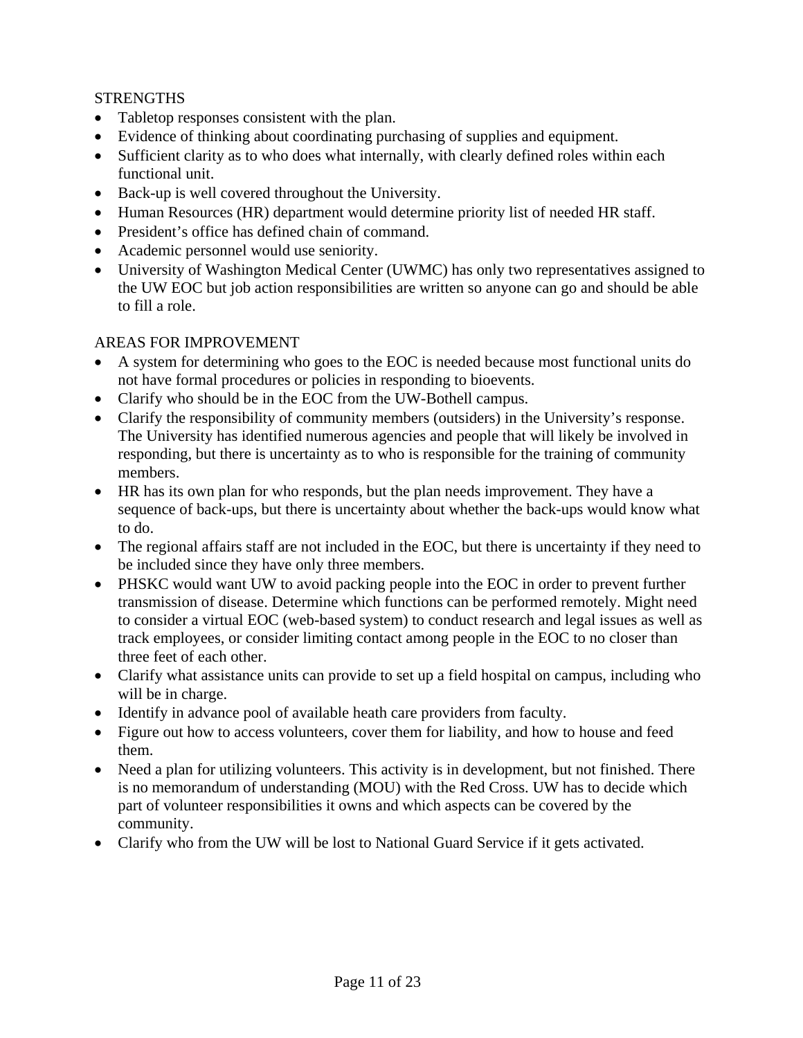STRENGTHS

- Tabletop responses consistent with the plan.
- Evidence of thinking about coordinating purchasing of supplies and equipment.
- Sufficient clarity as to who does what internally, with clearly defined roles within each functional unit.
- Back-up is well covered throughout the University.
- Human Resources (HR) department would determine priority list of needed HR staff.
- President's office has defined chain of command.
- Academic personnel would use seniority.
- University of Washington Medical Center (UWMC) has only two representatives assigned to the UW EOC but job action responsibilities are written so anyone can go and should be able to fill a role.

AREAS FOR IMPROVEMENT

- A system for determining who goes to the EOC is needed because most functional units do not have formal procedures or policies in responding to bioevents.
- Clarify who should be in the EOC from the UW-Bothell campus.
- Clarify the responsibility of community members (outsiders) in the University's response. The University has identified numerous agencies and people that will likely be involved in responding, but there is uncertainty as to who is responsible for the training of community members.
- HR has its own plan for who responds, but the plan needs improvement. They have a sequence of back-ups, but there is uncertainty about whether the back-ups would know what to do.
- The regional affairs staff are not included in the EOC, but there is uncertainty if they need to be included since they have only three members.
- PHSKC would want UW to avoid packing people into the EOC in order to prevent further transmission of disease. Determine which functions can be performed remotely. Might need to consider a virtual EOC (web-based system) to conduct research and legal issues as well as track employees, or consider limiting contact among people in the EOC to no closer than three feet of each other.
- Clarify what assistance units can provide to set up a field hospital on campus, including who will be in charge.
- Identify in advance pool of available heath care providers from faculty.
- Figure out how to access volunteers, cover them for liability, and how to house and feed them.
- Need a plan for utilizing volunteers. This activity is in development, but not finished. There is no memorandum of understanding (MOU) with the Red Cross. UW has to decide which part of volunteer responsibilities it owns and which aspects can be covered by the community.
- Clarify who from the UW will be lost to National Guard Service if it gets activated.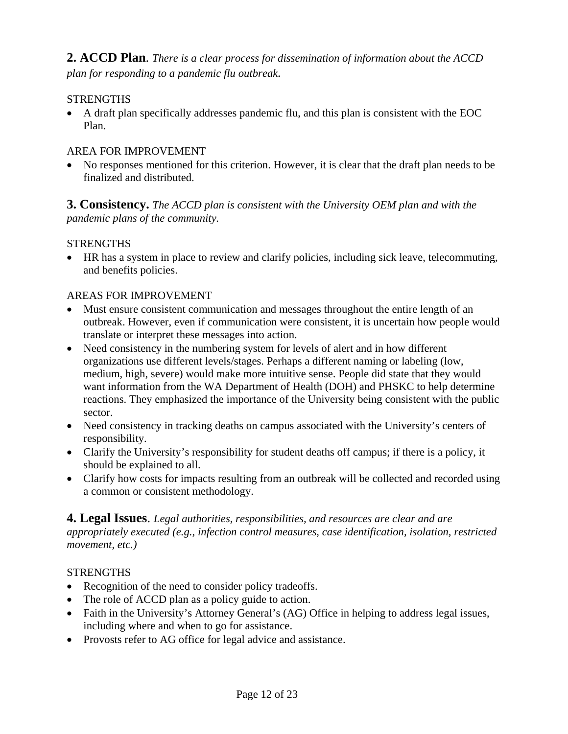**2. ACCD Plan**. *There is a clear process for dissemination of information about the ACCD plan for responding to a pandemic flu outbreak.*

STRENGTHS

- A draft plan specifically addresses pandemic flu, and this plan is consistent with the EOC Plan.

AREA FOR IMPROVEMENT

- No responses mentioned for this criterion. However, it is clear that the draft plan needs to be finalized and distributed.

**3. Consistency.** *The ACCD plan is consistent with the University OEM plan and with the pandemic plans of the community.*

STRENGTHS

- HR has a system in place to review and clarify policies, including sick leave, telecommuting, and benefits policies.

AREAS FOR IMPROVEMENT

- Must ensure consistent communication and messages throughout the entire length of an outbreak. However, even if communication were consistent, it is uncertain how people would translate or interpret these messages into action.
- Need consistency in the numbering system for levels of alert and in how different organizations use different levels/stages. Perhaps a different naming or labeling (low, medium, high, severe) would make more intuitive sense. People did state that they would want information from the WA Department of Health (DOH) and PHSKC to help determine reactions. They emphasized the importance of the University being consistent with the public sector.
- Need consistency in tracking deaths on campus associated with the University's centers of responsibility.
- Clarify the University's responsibility for student deaths off campus; if there is a policy, it should be explained to all.
- Clarify how costs for impacts resulting from an outbreak will be collected and recorded using a common or consistent methodology.

**4. Legal Issues**. *Legal authorities, responsibilities, and resources are clear and are appropriately executed (e.g., infection control measures, case identification, isolation, restricted movement, etc.)*

STRENGTHS

- Recognition of the need to consider policy tradeoffs.
- The role of ACCD plan as a policy guide to action.
- Faith in the University's Attorney General's (AG) Office in helping to address legal issues, including where and when to go for assistance.
- Provosts refer to AG office for legal advice and assistance.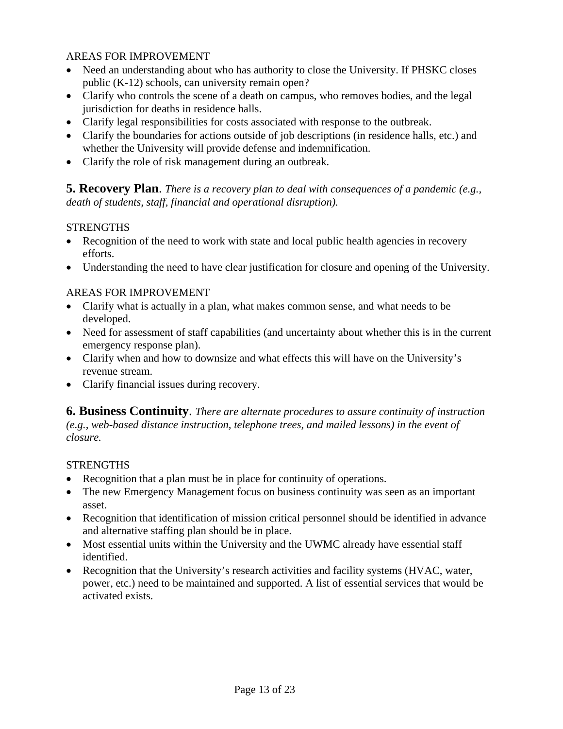AREAS FOR IMPROVEMENT

- Need an understanding about who has authority to close the University. If PHSKC closes public (K-12) schools, can university remain open?
- Clarify who controls the scene of a death on campus, who removes bodies, and the legal jurisdiction for deaths in residence halls.
- Clarify legal responsibilities for costs associated with response to the outbreak.
- Clarify the boundaries for actions outside of job descriptions (in residence halls, etc.) and whether the University will provide defense and indemnification.
- Clarify the role of risk management during an outbreak.

**5. Recovery Plan**. *There is a recovery plan to deal with consequences of a pandemic (e.g., death of students, staff, financial and operational disruption).*

STRENGTHS

- Recognition of the need to work with state and local public health agencies in recovery efforts.
- Understanding the need to have clear justification for closure and opening of the University.

AREAS FOR IMPROVEMENT

- Clarify what is actually in a plan, what makes common sense, and what needs to be developed.
- Need for assessment of staff capabilities (and uncertainty about whether this is in the current emergency response plan).
- Clarify when and how to downsize and what effects this will have on the University's revenue stream.
- Clarify financial issues during recovery.

**6. Business Continuity**. *There are alternate procedures to assure continuity of instruction (e.g., web-based distance instruction, telephone trees, and mailed lessons) in the event of closure.*

STRENGTHS

- Recognition that a plan must be in place for continuity of operations.
- The new Emergency Management focus on business continuity was seen as an important asset.
- Recognition that identification of mission critical personnel should be identified in advance and alternative staffing plan should be in place.
- Most essential units within the University and the UWMC already have essential staff identified.
- Recognition that the University's research activities and facility systems (HVAC, water, power, etc.) need to be maintained and supported. A list of essential services that would be activated exists.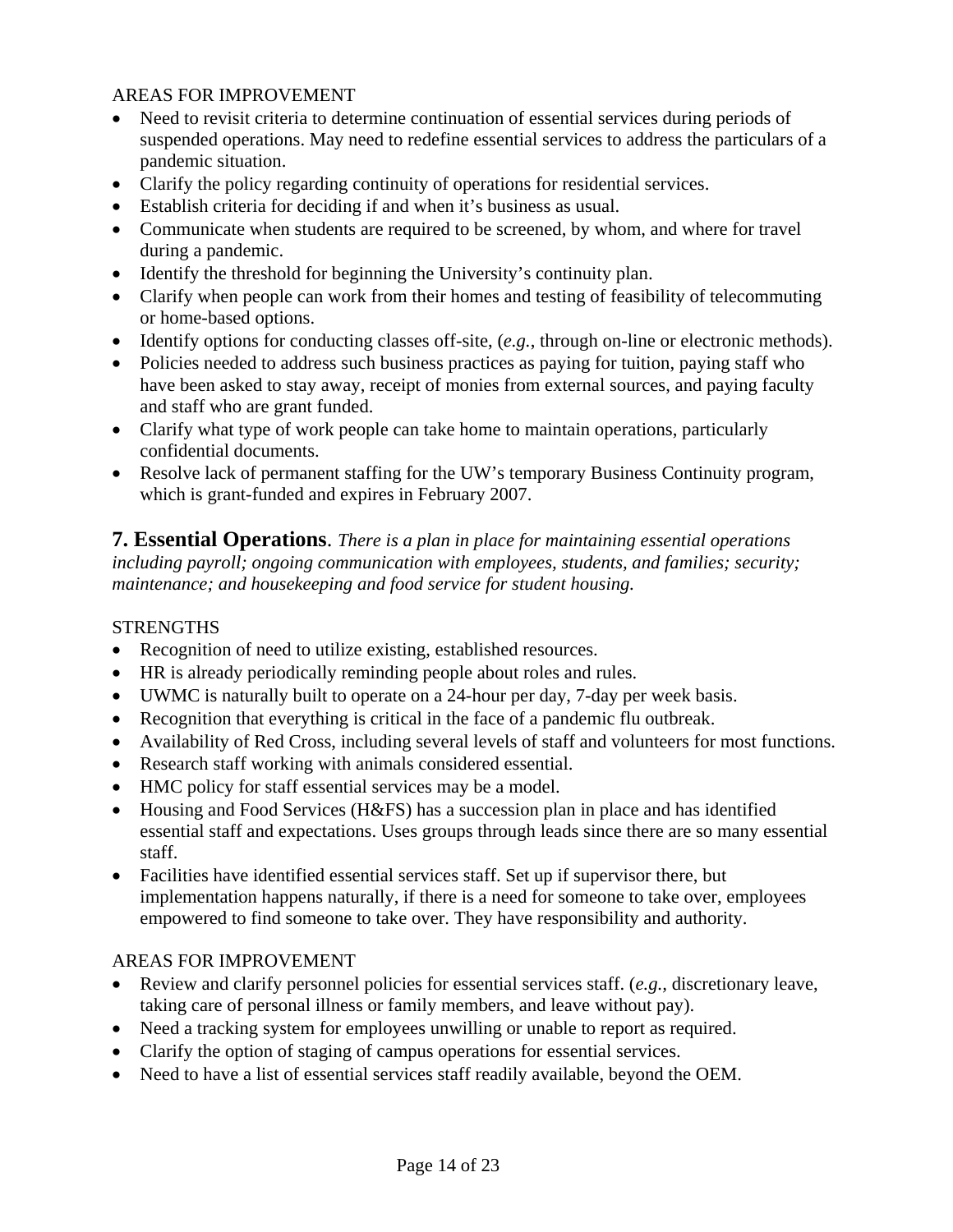AREAS FOR IMPROVEMENT

- Need to revisit criteria to determine continuation of essential services during periods of suspended operations. May need to redefine essential services to address the particulars of a pandemic situation.
- Clarify the policy regarding continuity of operations for residential services.
- Establish criteria for deciding if and when it's business as usual.
- Communicate when students are required to be screened, by whom, and where for travel during a pandemic.
- Identify the threshold for beginning the University's continuity plan.
- Clarify when people can work from their homes and testing of feasibility of telecommuting or home-based options.
- Identify options for conducting classes off-site, (*e.g.*, through on-line or electronic methods).
- Policies needed to address such business practices as paying for tuition, paying staff who have been asked to stay away, receipt of monies from external sources, and paying faculty and staff who are grant funded.
- Clarify what type of work people can take home to maintain operations, particularly confidential documents.
- Resolve lack of permanent staffing for the UW's temporary Business Continuity program, which is grant-funded and expires in February 2007.

**7. Essential Operations**. *There is a plan in place for maintaining essential operations including payroll; ongoing communication with employees, students, and families; security; maintenance; and housekeeping and food service for student housing.*

STRENGTHS

- Recognition of need to utilize existing, established resources.
- HR is already periodically reminding people about roles and rules.
- UWMC is naturally built to operate on a 24-hour per day, 7-day per week basis.
- Recognition that everything is critical in the face of a pandemic flu outbreak.
- Availability of Red Cross, including several levels of staff and volunteers for most functions.
- Research staff working with animals considered essential.
- HMC policy for staff essential services may be a model.
- Housing and Food Services (H&FS) has a succession plan in place and has identified essential staff and expectations. Uses groups through leads since there are so many essential staff.
- Facilities have identified essential services staff. Set up if supervisor there, but implementation happens naturally, if there is a need for someone to take over, employees empowered to find someone to take over. They have responsibility and authority.

AREAS FOR IMPROVEMENT

- Review and clarify personnel policies for essential services staff. (*e.g.*, discretionary leave, taking care of personal illness or family members, and leave without pay).
- Need a tracking system for employees unwilling or unable to report as required.
- Clarify the option of staging of campus operations for essential services.
- Need to have a list of essential services staff readily available, beyond the OEM.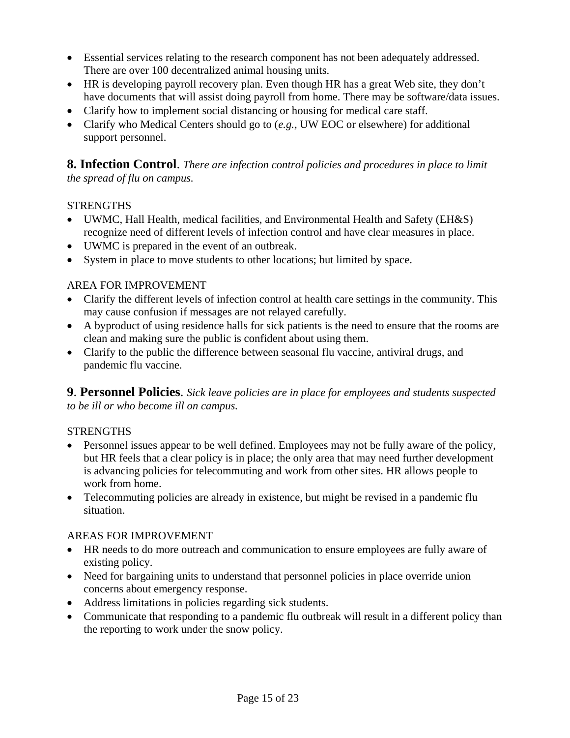- Essential services relating to the research component has not been adequately addressed. There are over 100 decentralized animal housing units.
- HR is developing payroll recovery plan. Even though HR has a great Web site, they don't have documents that will assist doing payroll from home. There may be software/data issues.
- Clarify how to implement social distancing or housing for medical care staff.
- Clarify who Medical Centers should go to (*e.g.*, UW EOC or elsewhere) for additional support personnel.

**8. Infection Control**. *There are infection control policies and procedures in place to limit the spread of flu on campus.*

STRENGTHS

- UWMC, Hall Health, medical facilities, and Environmental Health and Safety (EH&S) recognize need of different levels of infection control and have clear measures in place.
- UWMC is prepared in the event of an outbreak.
- System in place to move students to other locations; but limited by space.

AREA FOR IMPROVEMENT

- Clarify the different levels of infection control at health care settings in the community. This may cause confusion if messages are not relayed carefully.
- A byproduct of using residence halls for sick patients is the need to ensure that the rooms are clean and making sure the public is confident about using them.
- Clarify to the public the difference between seasonal flu vaccine, antiviral drugs, and pandemic flu vaccine.

**9**. **Personnel Policies**. *Sick leave policies are in place for employees and students suspected to be ill or who become ill on campus.*

STRENGTHS

- Personnel issues appear to be well defined. Employees may not be fully aware of the policy, but HR feels that a clear policy is in place; the only area that may need further development is advancing policies for telecommuting and work from other sites. HR allows people to work from home.
- Telecommuting policies are already in existence, but might be revised in a pandemic flu situation.

AREAS FOR IMPROVEMENT

- HR needs to do more outreach and communication to ensure employees are fully aware of existing policy.
- Need for bargaining units to understand that personnel policies in place override union concerns about emergency response.
- Address limitations in policies regarding sick students.
- Communicate that responding to a pandemic flu outbreak will result in a different policy than the reporting to work under the snow policy.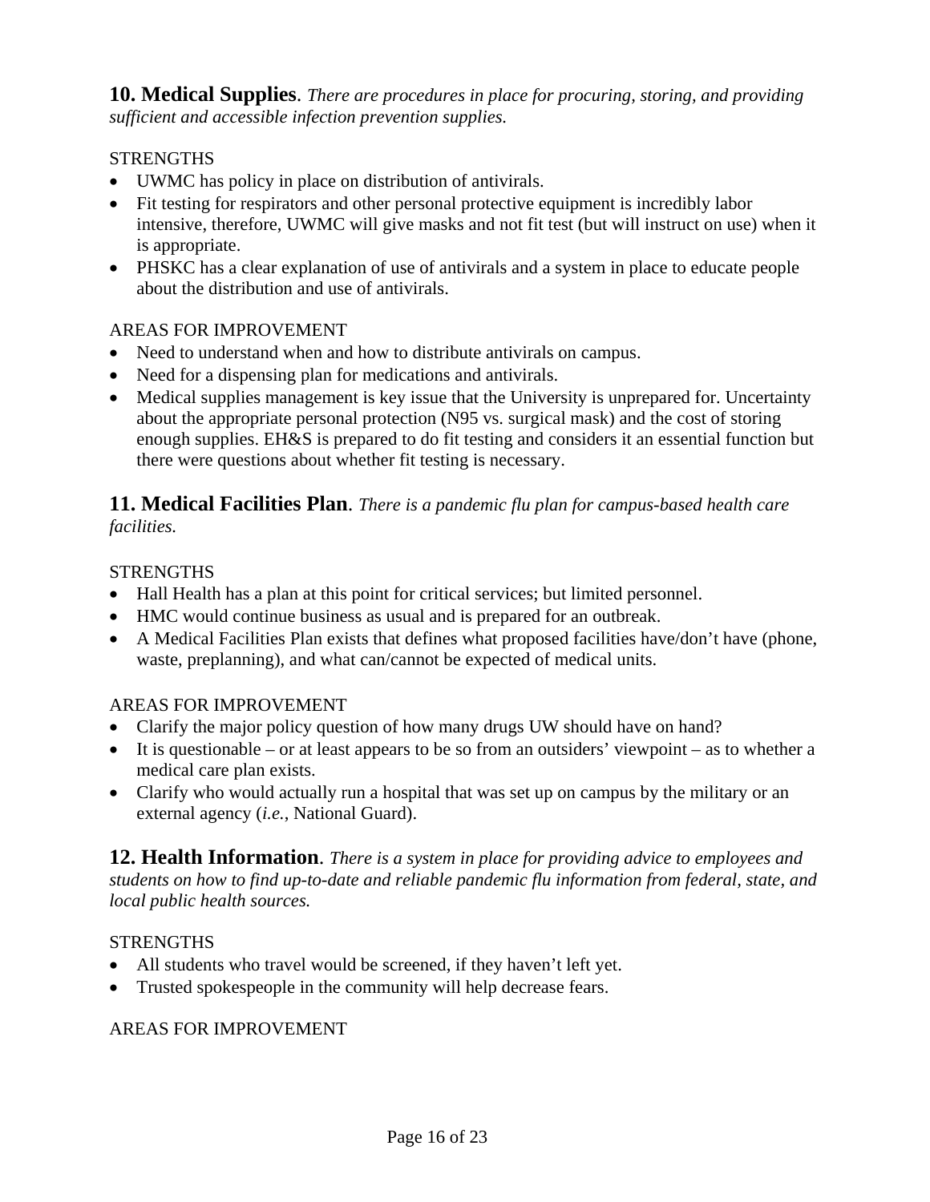**10. Medical Supplies**. *There are procedures in place for procuring, storing, and providing sufficient and accessible infection prevention supplies.*

STRENGTHS

- UWMC has policy in place on distribution of antivirals.
- Fit testing for respirators and other personal protective equipment is incredibly labor intensive, therefore, UWMC will give masks and not fit test (but will instruct on use) when it is appropriate.
- PHSKC has a clear explanation of use of antivirals and a system in place to educate people about the distribution and use of antivirals.

AREAS FOR IMPROVEMENT

- Need to understand when and how to distribute antivirals on campus.
- Need for a dispensing plan for medications and antivirals.
- Medical supplies management is key issue that the University is unprepared for. Uncertainty about the appropriate personal protection (N95 vs. surgical mask) and the cost of storing enough supplies. EH&S is prepared to do fit testing and considers it an essential function but there were questions about whether fit testing is necessary.

**11. Medical Facilities Plan**. *There is a pandemic flu plan for campus-based health care facilities.*

STRENGTHS

- Hall Health has a plan at this point for critical services; but limited personnel.
- HMC would continue business as usual and is prepared for an outbreak.
- A Medical Facilities Plan exists that defines what proposed facilities have/don't have (phone, waste, preplanning), and what can/cannot be expected of medical units.

AREAS FOR IMPROVEMENT

- Clarify the major policy question of how many drugs UW should have on hand?
- It is questionable – or at least appears to be so from an outsiders' viewpoint – as to whether a medical care plan exists.
- Clarify who would actually run a hospital that was set up on campus by the military or an external agency (*i.e.*, National Guard).

**12. Health Information**. *There is a system in place for providing advice to employees and students on how to find up-to-date and reliable pandemic flu information from federal, state, and local public health sources.*

STRENGTHS

- All students who travel would be screened, if they haven't left yet.
- Trusted spokespeople in the community will help decrease fears.

AREAS FOR IMPROVEMENT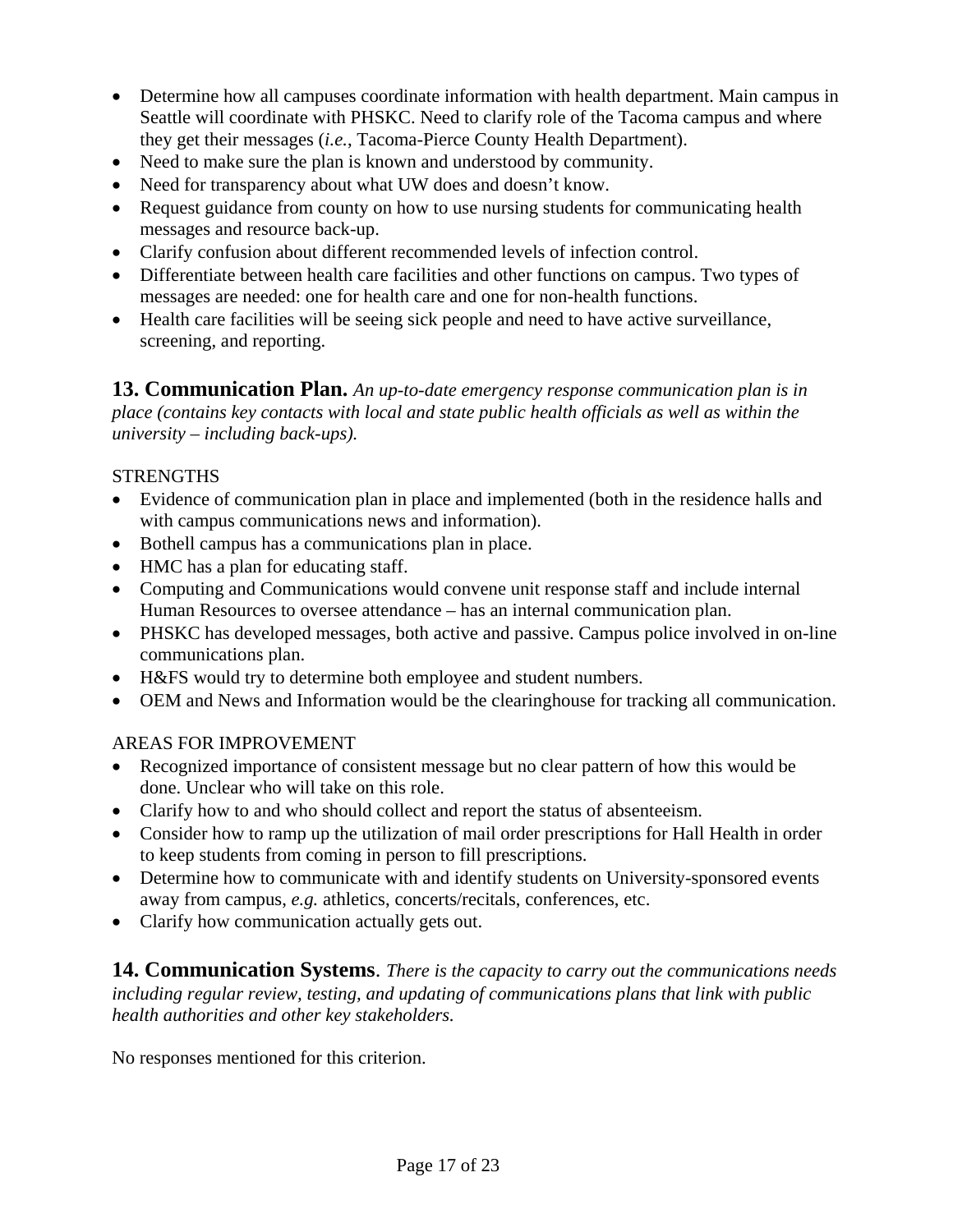- Determine how all campuses coordinate information with health department. Main campus in Seattle will coordinate with PHSKC. Need to clarify role of the Tacoma campus and where they get their messages (*i.e.*, Tacoma-Pierce County Health Department).
- Need to make sure the plan is known and understood by community.
- Need for transparency about what UW does and doesn't know.
- Request guidance from county on how to use nursing students for communicating health messages and resource back-up.
- Clarify confusion about different recommended levels of infection control.
- Differentiate between health care facilities and other functions on campus. Two types of messages are needed: one for health care and one for non-health functions.
- Health care facilities will be seeing sick people and need to have active surveillance, screening, and reporting.

## 13. Communication Plan. *An up-to-date emergency response communication plan is in place (contains key contacts with local and state public health officials as well as within the university – including back-ups).*

STRENGTHS

- Evidence of communication plan in place and implemented (both in the residence halls and with campus communications news and information).
- Bothell campus has a communications plan in place.
- HMC has a plan for educating staff.
- Computing and Communications would convene unit response staff and include internal Human Resources to oversee attendance – has an internal communication plan.
- PHSKC has developed messages, both active and passive. Campus police involved in on-line communications plan.
- H&FS would try to determine both employee and student numbers.
- OEM and News and Information would be the clearinghouse for tracking all communication.

AREAS FOR IMPROVEMENT

- Recognized importance of consistent message but no clear pattern of how this would be done. Unclear who will take on this role.
- Clarify how to and who should collect and report the status of absenteeism.
- Consider how to ramp up the utilization of mail order prescriptions for Hall Health in order to keep students from coming in person to fill prescriptions.
- Determine how to communicate with and identify students on University-sponsored events away from campus, *e.g.* athletics, concerts/recitals, conferences, etc.
- Clarify how communication actually gets out.

## 14. Communication Systems. *There is the capacity to carry out the communications needs including regular review, testing, and updating of communications plans that link with public health authorities and other key stakeholders.*

No responses mentioned for this criterion.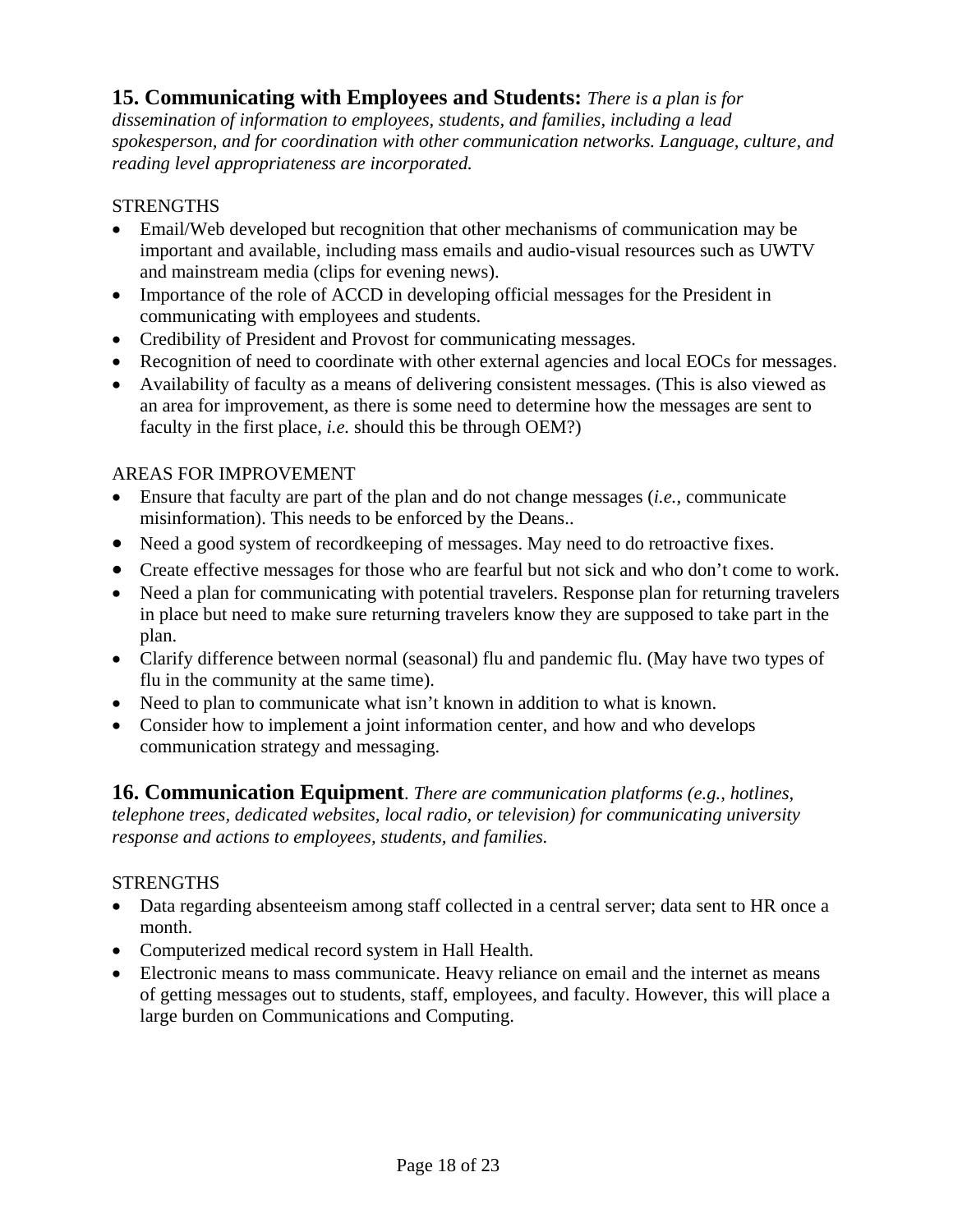### 15. Communicating with Employees and Students: *There is a plan is for dissemination of information to employees, students, and families, including a lead spokesperson, and for coordination with other communication networks. Language, culture, and reading level appropriateness are incorporated.*

STRENGTHS

- Email/Web developed but recognition that other mechanisms of communication may be important and available, including mass emails and audio-visual resources such as UWTV and mainstream media (clips for evening news).
- Importance of the role of ACCD in developing official messages for the President in communicating with employees and students.
- Credibility of President and Provost for communicating messages.
- Recognition of need to coordinate with other external agencies and local EOCs for messages.
- Availability of faculty as a means of delivering consistent messages. (This is also viewed as an area for improvement, as there is some need to determine how the messages are sent to faculty in the first place, *i.e.* should this be through OEM?)

AREAS FOR IMPROVEMENT

- Ensure that faculty are part of the plan and do not change messages (*i.e.,* communicate misinformation). This needs to be enforced by the Deans..
- Need a good system of recordkeeping of messages. May need to do retroactive fixes.
- Create effective messages for those who are fearful but not sick and who don't come to work.
- Need a plan for communicating with potential travelers. Response plan for returning travelers in place but need to make sure returning travelers know they are supposed to take part in the plan.
- Clarify difference between normal (seasonal) flu and pandemic flu. (May have two types of flu in the community at the same time).
- Need to plan to communicate what isn't known in addition to what is known.
- Consider how to implement a joint information center, and how and who develops communication strategy and messaging.

### 16. Communication Equipment. *There are communication platforms (e.g., hotlines, telephone trees, dedicated websites, local radio, or television) for communicating university response and actions to employees, students, and families.*

STRENGTHS

- Data regarding absenteeism among staff collected in a central server; data sent to HR once a month.
- Computerized medical record system in Hall Health.
- Electronic means to mass communicate. Heavy reliance on email and the internet as means of getting messages out to students, staff, employees, and faculty. However, this will place a large burden on Communications and Computing.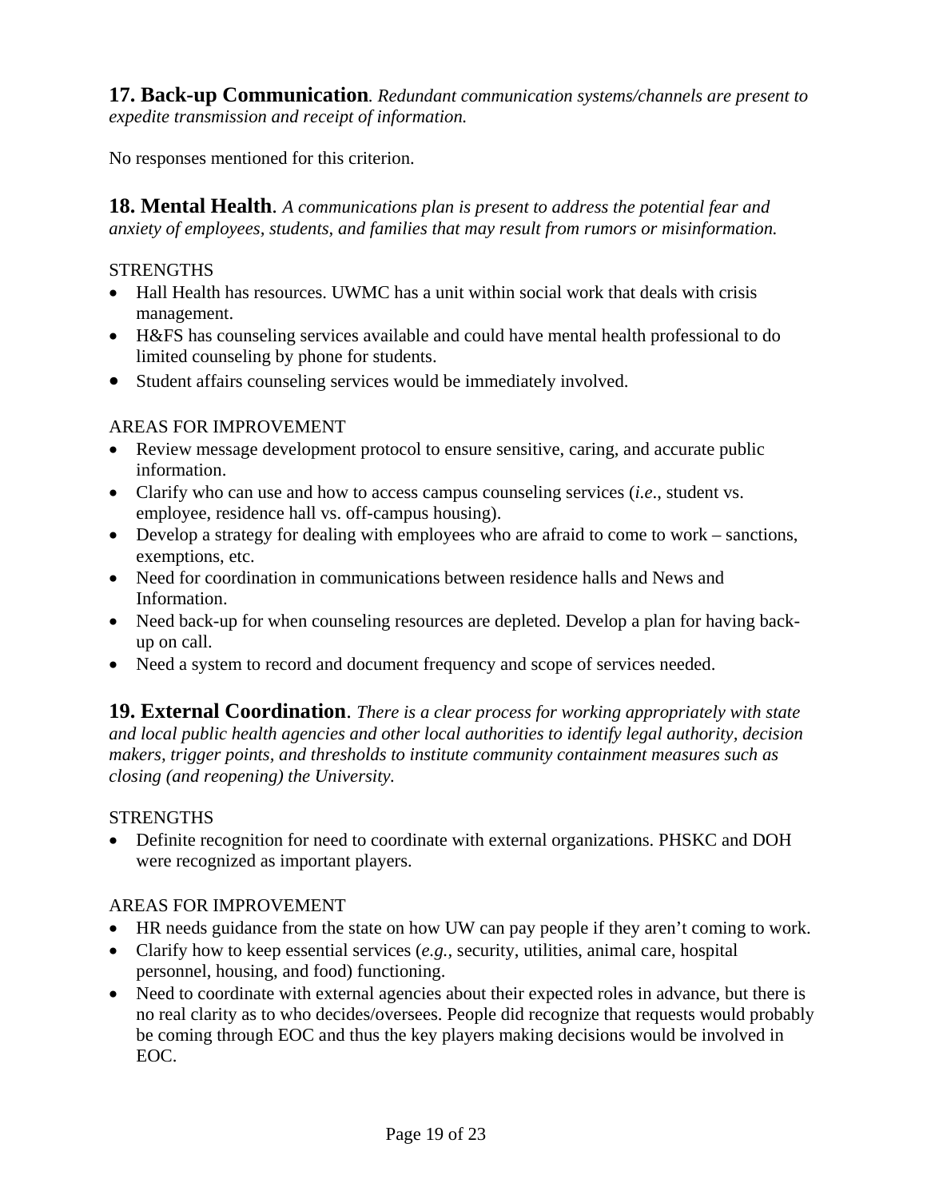**17. Back-up Communication**. *Redundant communication systems/channels are present to expedite transmission and receipt of information.*

No responses mentioned for this criterion.

**18. Mental Health**. *A communications plan is present to address the potential fear and anxiety of employees, students, and families that may result from rumors or misinformation.*

STRENGTHS

- Hall Health has resources. UWMC has a unit within social work that deals with crisis management.
- H&FS has counseling services available and could have mental health professional to do limited counseling by phone for students.
- Student affairs counseling services would be immediately involved.

AREAS FOR IMPROVEMENT

- Review message development protocol to ensure sensitive, caring, and accurate public information.
- Clarify who can use and how to access campus counseling services (*i.e*., student vs. employee, residence hall vs. off-campus housing).
- Develop a strategy for dealing with employees who are afraid to come to work – sanctions, exemptions, etc.
- Need for coordination in communications between residence halls and News and Information.
- Need back-up for when counseling resources are depleted. Develop a plan for having back-up on call.
- Need a system to record and document frequency and scope of services needed.

**19. External Coordination**. *There is a clear process for working appropriately with state and local public health agencies and other local authorities to identify legal authority, decision makers, trigger points, and thresholds to institute community containment measures such as closing (and reopening) the University.*

STRENGTHS

- Definite recognition for need to coordinate with external organizations. PHSKC and DOH were recognized as important players.

AREAS FOR IMPROVEMENT

- HR needs guidance from the state on how UW can pay people if they aren't coming to work.
- Clarify how to keep essential services (*e.g.,* security, utilities, animal care, hospital personnel, housing, and food) functioning.
- Need to coordinate with external agencies about their expected roles in advance, but there is no real clarity as to who decides/oversees. People did recognize that requests would probably be coming through EOC and thus the key players making decisions would be involved in EOC.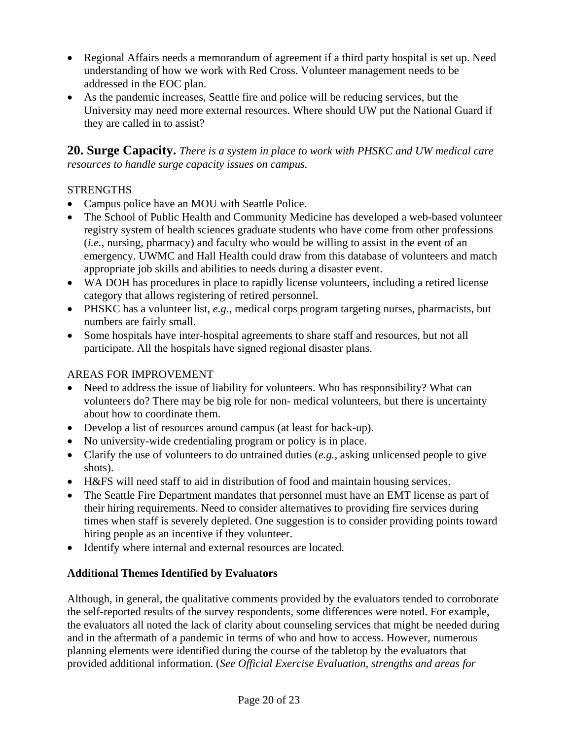- Regional Affairs needs a memorandum of agreement if a third party hospital is set up. Need understanding of how we work with Red Cross. Volunteer management needs to be addressed in the EOC plan.
- As the pandemic increases, Seattle fire and police will be reducing services, but the University may need more external resources. Where should UW put the National Guard if they are called in to assist?

**20. Surge Capacity.** *There is a system in place to work with PHSKC and UW medical care resources to handle surge capacity issues on campus.*

STRENGTHS

- Campus police have an MOU with Seattle Police.
- The School of Public Health and Community Medicine has developed a web-based volunteer registry system of health sciences graduate students who have come from other professions (*i.e.*, nursing, pharmacy) and faculty who would be willing to assist in the event of an emergency. UWMC and Hall Health could draw from this database of volunteers and match appropriate job skills and abilities to needs during a disaster event.
- WA DOH has procedures in place to rapidly license volunteers, including a retired license category that allows registering of retired personnel.
- PHSKC has a volunteer list, *e.g.*, medical corps program targeting nurses, pharmacists, but numbers are fairly small.
- Some hospitals have inter-hospital agreements to share staff and resources, but not all participate. All the hospitals have signed regional disaster plans.

AREAS FOR IMPROVEMENT

- Need to address the issue of liability for volunteers. Who has responsibility? What can volunteers do? There may be big role for non- medical volunteers, but there is uncertainty about how to coordinate them.
- Develop a list of resources around campus (at least for back-up).
- No university-wide credentialing program or policy is in place.
- Clarify the use of volunteers to do untrained duties (*e.g.*, asking unlicensed people to give shots).
- H&FS will need staff to aid in distribution of food and maintain housing services.
- The Seattle Fire Department mandates that personnel must have an EMT license as part of their hiring requirements. Need to consider alternatives to providing fire services during times when staff is severely depleted. One suggestion is to consider providing points toward hiring people as an incentive if they volunteer.
- Identify where internal and external resources are located.

**Additional Themes Identified by Evaluators**

Although, in general, the qualitative comments provided by the evaluators tended to corroborate the self-reported results of the survey respondents, some differences were noted. For example, the evaluators all noted the lack of clarity about counseling services that might be needed during and in the aftermath of a pandemic in terms of who and how to access. However, numerous planning elements were identified during the course of the tabletop by the evaluators that provided additional information. (*See Official Exercise Evaluation, strengths and areas for*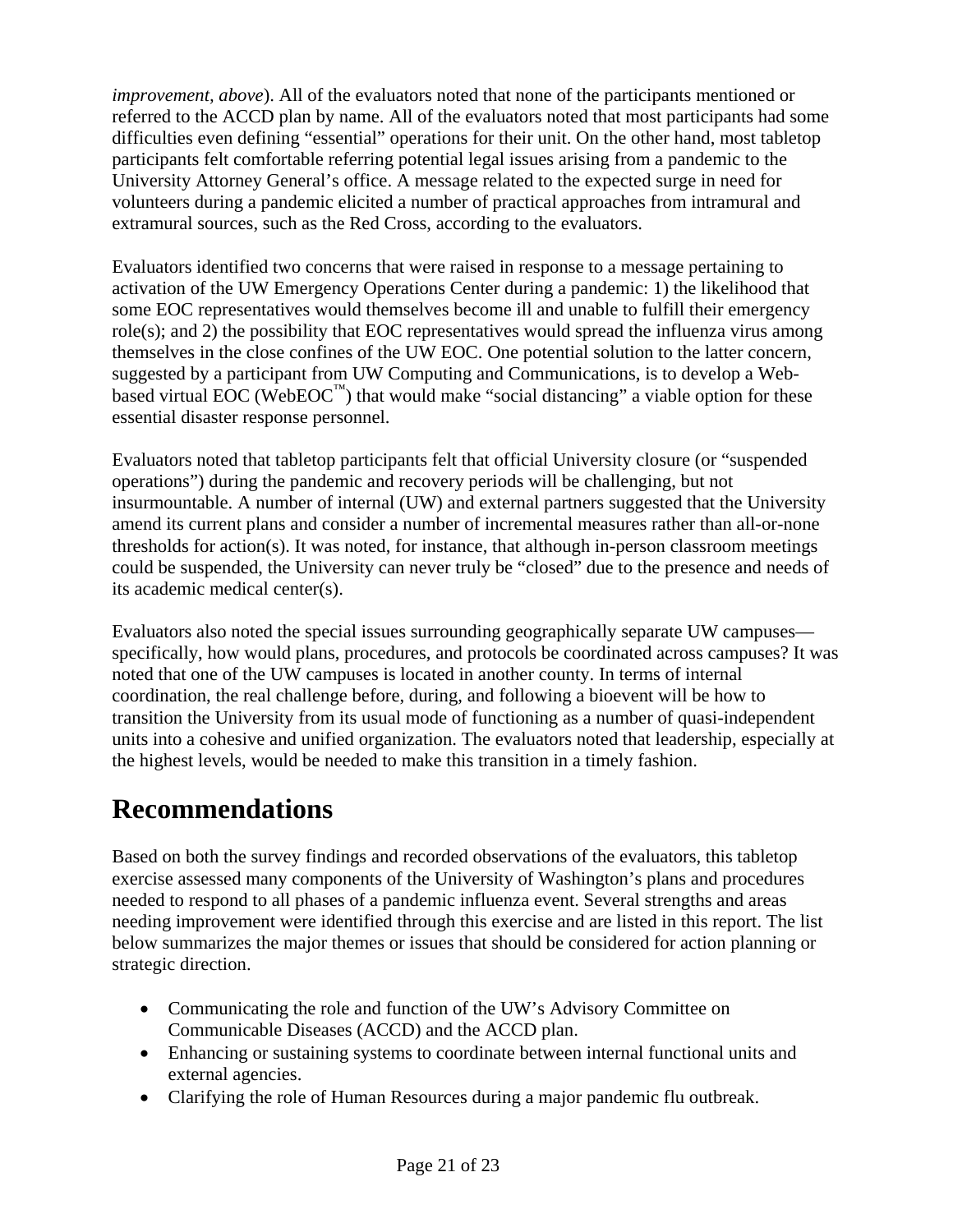*improvement, above*). All of the evaluators noted that none of the participants mentioned or referred to the ACCD plan by name. All of the evaluators noted that most participants had some difficulties even defining "essential" operations for their unit. On the other hand, most tabletop participants felt comfortable referring potential legal issues arising from a pandemic to the University Attorney General's office. A message related to the expected surge in need for volunteers during a pandemic elicited a number of practical approaches from intramural and extramural sources, such as the Red Cross, according to the evaluators.

Evaluators identified two concerns that were raised in response to a message pertaining to activation of the UW Emergency Operations Center during a pandemic: 1) the likelihood that some EOC representatives would themselves become ill and unable to fulfill their emergency role(s); and 2) the possibility that EOC representatives would spread the influenza virus among themselves in the close confines of the UW EOC. One potential solution to the latter concern, suggested by a participant from UW Computing and Communications, is to develop a Web-based virtual EOC (WebEOC™) that would make "social distancing" a viable option for these essential disaster response personnel.

Evaluators noted that tabletop participants felt that official University closure (or "suspended operations") during the pandemic and recovery periods will be challenging, but not insurmountable. A number of internal (UW) and external partners suggested that the University amend its current plans and consider a number of incremental measures rather than all-or-none thresholds for action(s). It was noted, for instance, that although in-person classroom meetings could be suspended, the University can never truly be "closed" due to the presence and needs of its academic medical center(s).

Evaluators also noted the special issues surrounding geographically separate UW campuses—specifically, how would plans, procedures, and protocols be coordinated across campuses? It was noted that one of the UW campuses is located in another county. In terms of internal coordination, the real challenge before, during, and following a bioevent will be how to transition the University from its usual mode of functioning as a number of quasi-independent units into a cohesive and unified organization. The evaluators noted that leadership, especially at the highest levels, would be needed to make this transition in a timely fashion.

# Recommendations

Based on both the survey findings and recorded observations of the evaluators, this tabletop exercise assessed many components of the University of Washington's plans and procedures needed to respond to all phases of a pandemic influenza event. Several strengths and areas needing improvement were identified through this exercise and are listed in this report. The list below summarizes the major themes or issues that should be considered for action planning or strategic direction.

- Communicating the role and function of the UW's Advisory Committee on Communicable Diseases (ACCD) and the ACCD plan.
- Enhancing or sustaining systems to coordinate between internal functional units and external agencies.
- Clarifying the role of Human Resources during a major pandemic flu outbreak.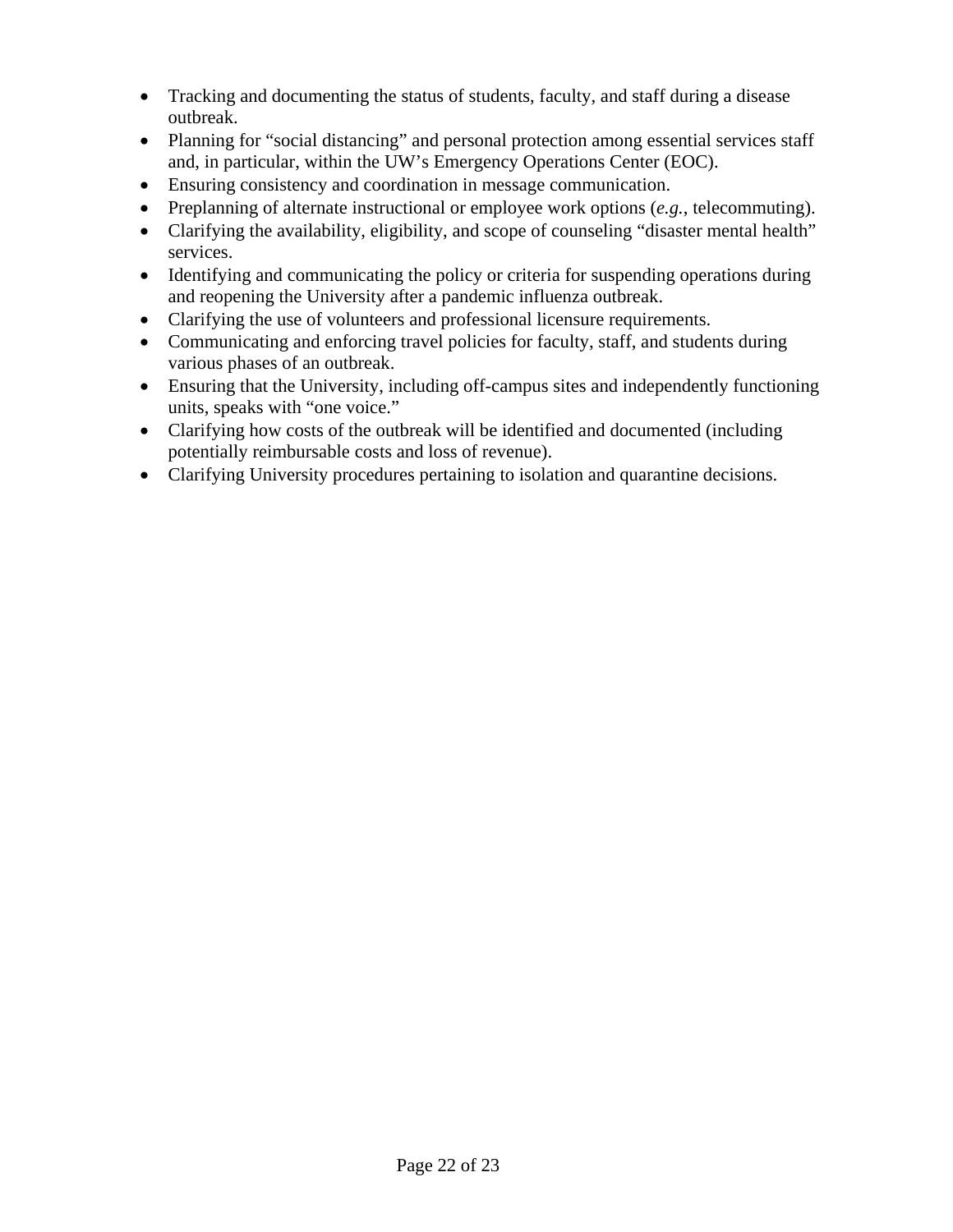- Tracking and documenting the status of students, faculty, and staff during a disease outbreak.
- Planning for "social distancing" and personal protection among essential services staff and, in particular, within the UW's Emergency Operations Center (EOC).
- Ensuring consistency and coordination in message communication.
- Preplanning of alternate instructional or employee work options (*e.g.*, telecommuting).
- Clarifying the availability, eligibility, and scope of counseling "disaster mental health" services.
- Identifying and communicating the policy or criteria for suspending operations during and reopening the University after a pandemic influenza outbreak.
- Clarifying the use of volunteers and professional licensure requirements.
- Communicating and enforcing travel policies for faculty, staff, and students during various phases of an outbreak.
- Ensuring that the University, including off-campus sites and independently functioning units, speaks with "one voice."
- Clarifying how costs of the outbreak will be identified and documented (including potentially reimbursable costs and loss of revenue).
- Clarifying University procedures pertaining to isolation and quarantine decisions.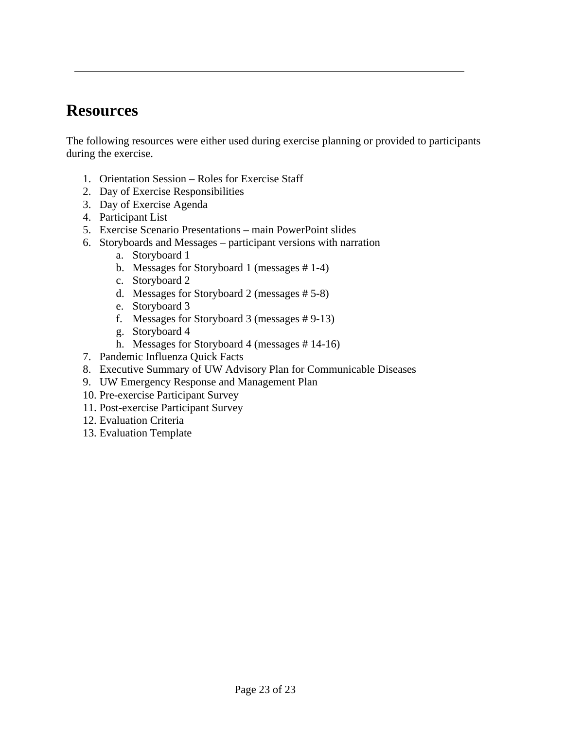# Resources

The following resources were either used during exercise planning or provided to participants during the exercise.

1. Orientation Session – Roles for Exercise Staff
2. Day of Exercise Responsibilities
3. Day of Exercise Agenda
4. Participant List
5. Exercise Scenario Presentations – main PowerPoint slides
6. Storyboards and Messages – participant versions with narration
   a. Storyboard 1
   b. Messages for Storyboard 1 (messages # 1-4)
   c. Storyboard 2
   d. Messages for Storyboard 2 (messages # 5-8)
   e. Storyboard 3
   f. Messages for Storyboard 3 (messages # 9-13)
   g. Storyboard 4
   h. Messages for Storyboard 4 (messages # 14-16)
7. Pandemic Influenza Quick Facts
8. Executive Summary of UW Advisory Plan for Communicable Diseases
9. UW Emergency Response and Management Plan
10. Pre-exercise Participant Survey
11. Post-exercise Participant Survey
12. Evaluation Criteria
13. Evaluation Template